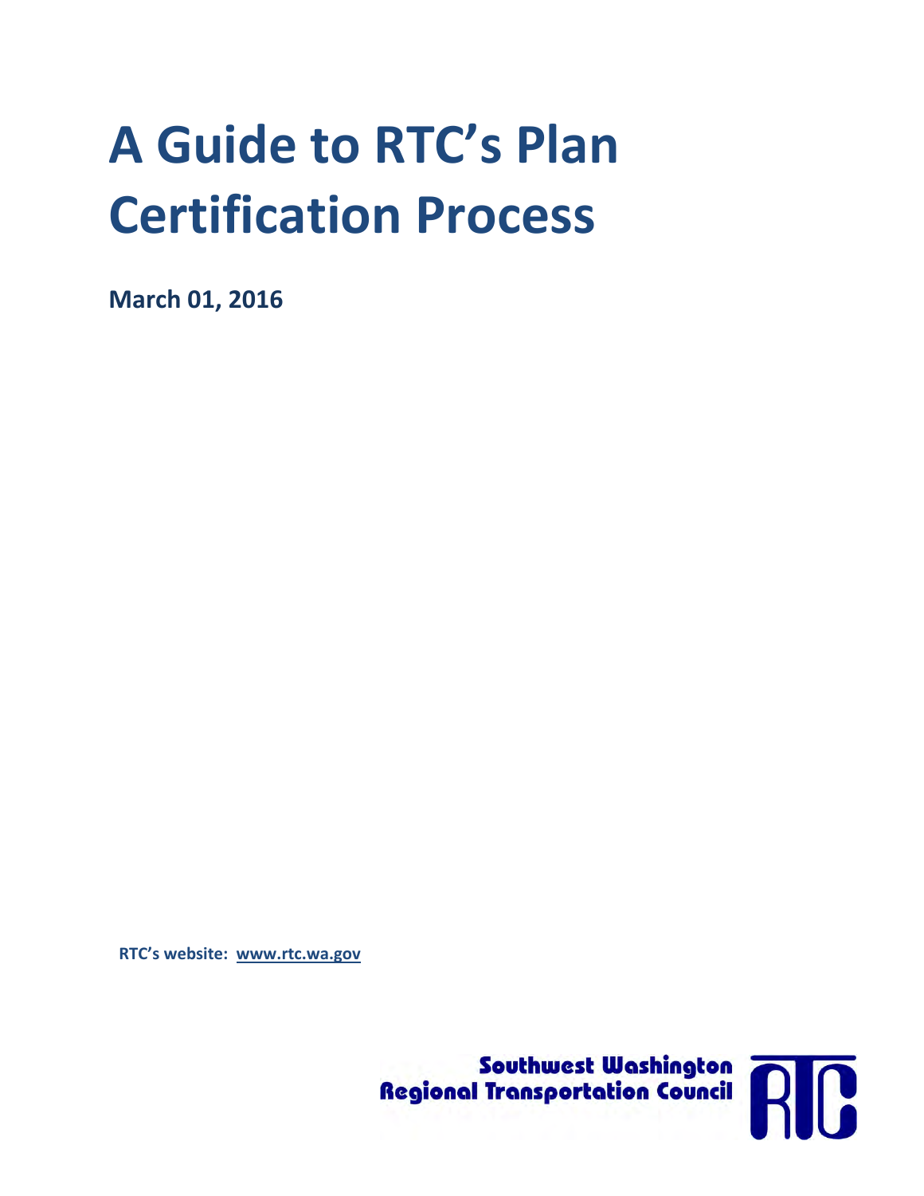# A Guide to RTC's Plan Certification Process

**March 01, 2016**

**RTC's website: www.rtc.wa.gov**

Southwest Washington Regional Transportation Council

RTC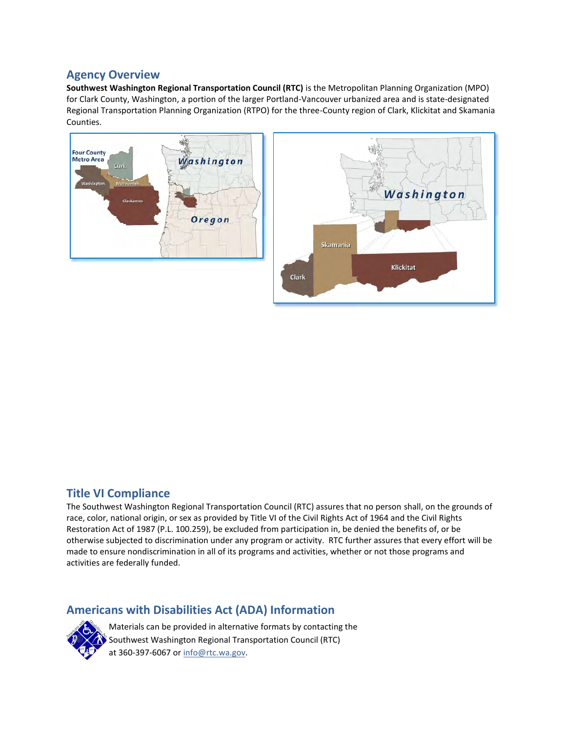## Agency Overview

**Southwest Washington Regional Transportation Council (RTC)** is the Metropolitan Planning Organization (MPO) for Clark County, Washington, a portion of the larger Portland-Vancouver urbanized area and is state-designated Regional Transportation Planning Organization (RTPO) for the three-County region of Clark, Klickitat and Skamania Counties.

Four County Metro Area
Clark
Washington
Multnomah
Clackamas
Washington
Oregon

Washington
Skamania
Clark
Klickitat

## Title VI Compliance

The Southwest Washington Regional Transportation Council (RTC) assures that no person shall, on the grounds of race, color, national origin, or sex as provided by Title VI of the Civil Rights Act of 1964 and the Civil Rights Restoration Act of 1987 (P.L. 100.259), be excluded from participation in, be denied the benefits of, or be otherwise subjected to discrimination under any program or activity. RTC further assures that every effort will be made to ensure nondiscrimination in all of its programs and activities, whether or not those programs and activities are federally funded.

## Americans with Disabilities Act (ADA) Information

Materials can be provided in alternative formats by contacting the Southwest Washington Regional Transportation Council (RTC) at 360-397-6067 or info@rtc.wa.gov.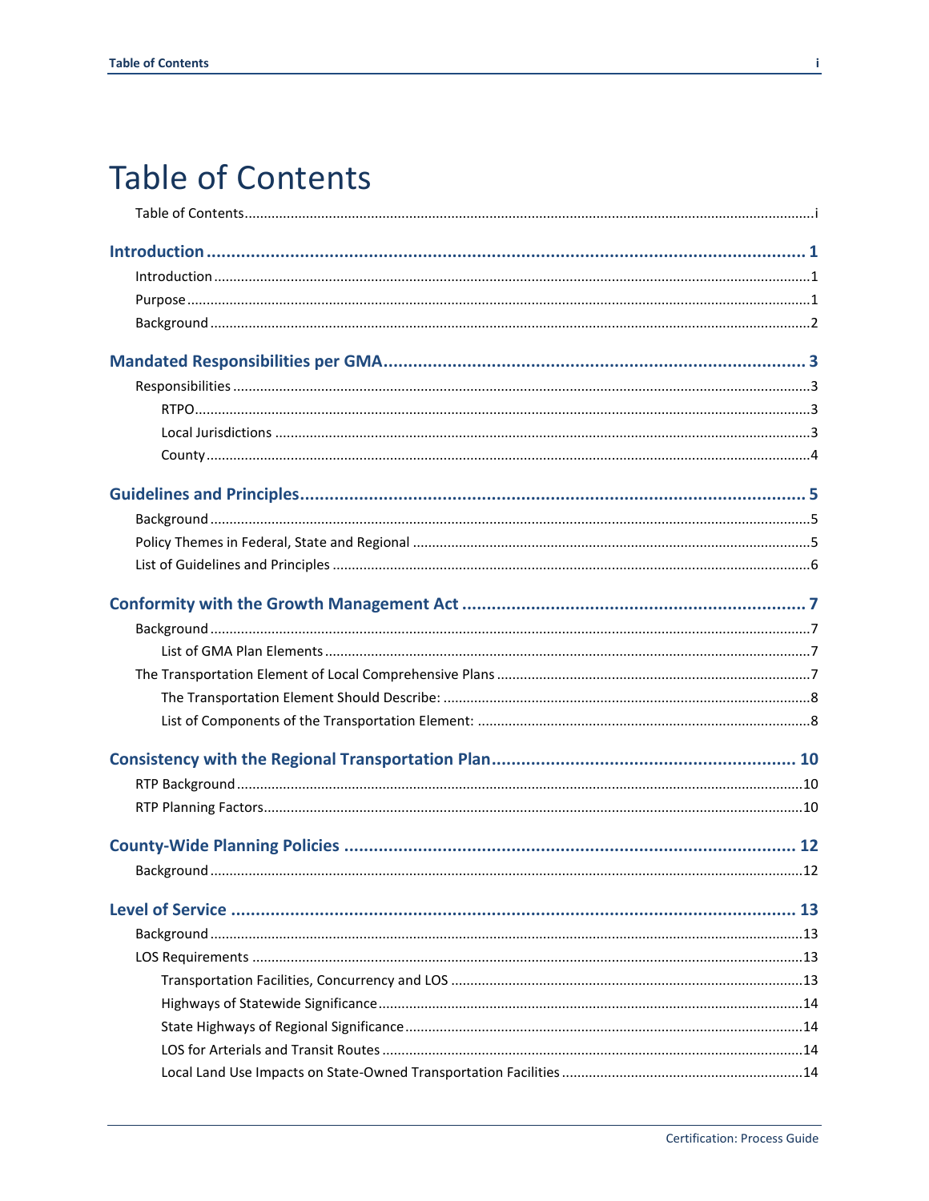# Table of Contents

Table of Contents ..... i

**Introduction ..... 1**

- Introduction ..... 1
- Purpose ..... 1
- Background ..... 2

**Mandated Responsibilities per GMA ..... 3**

- Responsibilities ..... 3
  - RTPO ..... 3
  - Local Jurisdictions ..... 3
  - County ..... 4

**Guidelines and Principles ..... 5**

- Background ..... 5
- Policy Themes in Federal, State and Regional ..... 5
- List of Guidelines and Principles ..... 6

**Conformity with the Growth Management Act ..... 7**

- Background ..... 7
  - List of GMA Plan Elements ..... 7
- The Transportation Element of Local Comprehensive Plans ..... 7
  - The Transportation Element Should Describe: ..... 8
  - List of Components of the Transportation Element: ..... 8

**Consistency with the Regional Transportation Plan ..... 10**

- RTP Background ..... 10
- RTP Planning Factors ..... 10

**County-Wide Planning Policies ..... 12**

- Background ..... 12

**Level of Service ..... 13**

- Background ..... 13
- LOS Requirements ..... 13
  - Transportation Facilities, Concurrency and LOS ..... 13
  - Highways of Statewide Significance ..... 14
  - State Highways of Regional Significance ..... 14
  - LOS for Arterials and Transit Routes ..... 14
  - Local Land Use Impacts on State-Owned Transportation Facilities ..... 14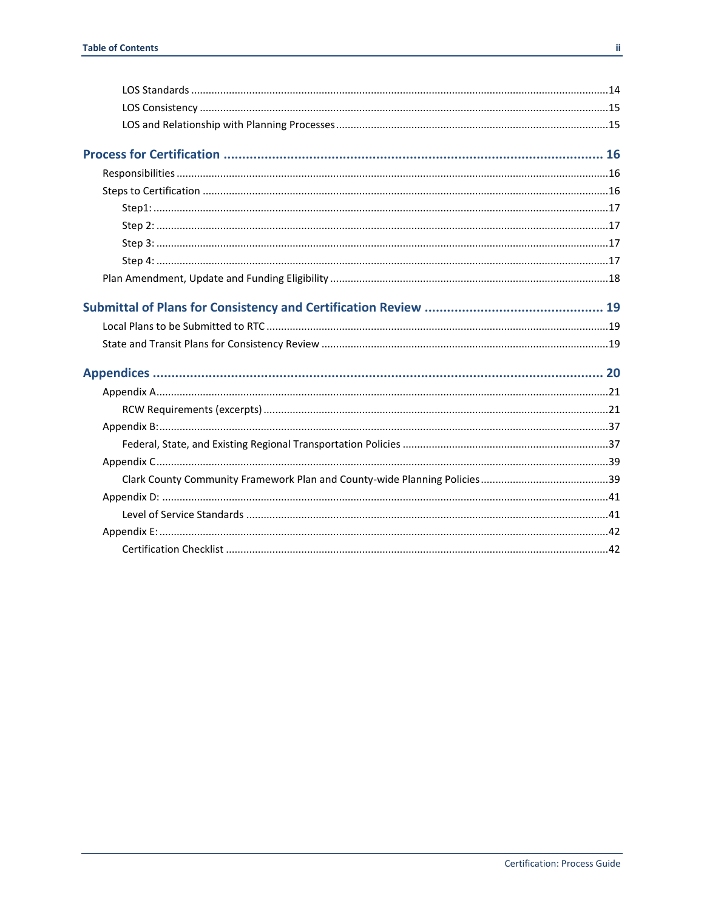LOS Standards ....................................................................................................................................14
LOS Consistency ................................................................................................................................15
LOS and Relationship with Planning Processes ...................................................................................15

**Process for Certification ........................................................................................................ 16**

Responsibilities ........................................................................................................................................16
Steps to Certification ..............................................................................................................................16
Step1: ...............................................................................................................................................17
Step 2: ..............................................................................................................................................17
Step 3: ..............................................................................................................................................17
Step 4: ..............................................................................................................................................17
Plan Amendment, Update and Funding Eligibility ..................................................................................18

**Submittal of Plans for Consistency and Certification Review ................................................ 19**

Local Plans to be Submitted to RTC ........................................................................................................19
State and Transit Plans for Consistency Review ......................................................................................19

**Appendices ........................................................................................................................... 20**

Appendix A..............................................................................................................................................21
RCW Requirements (excerpts) .........................................................................................................21
Appendix B:.............................................................................................................................................37
Federal, State, and Existing Regional Transportation Policies ..........................................................37
Appendix C..............................................................................................................................................39
Clark County Community Framework Plan and County-wide Planning Policies ...............................39
Appendix D: ............................................................................................................................................41
Level of Service Standards ...............................................................................................................41
Appendix E:.............................................................................................................................................42
Certification Checklist ......................................................................................................................42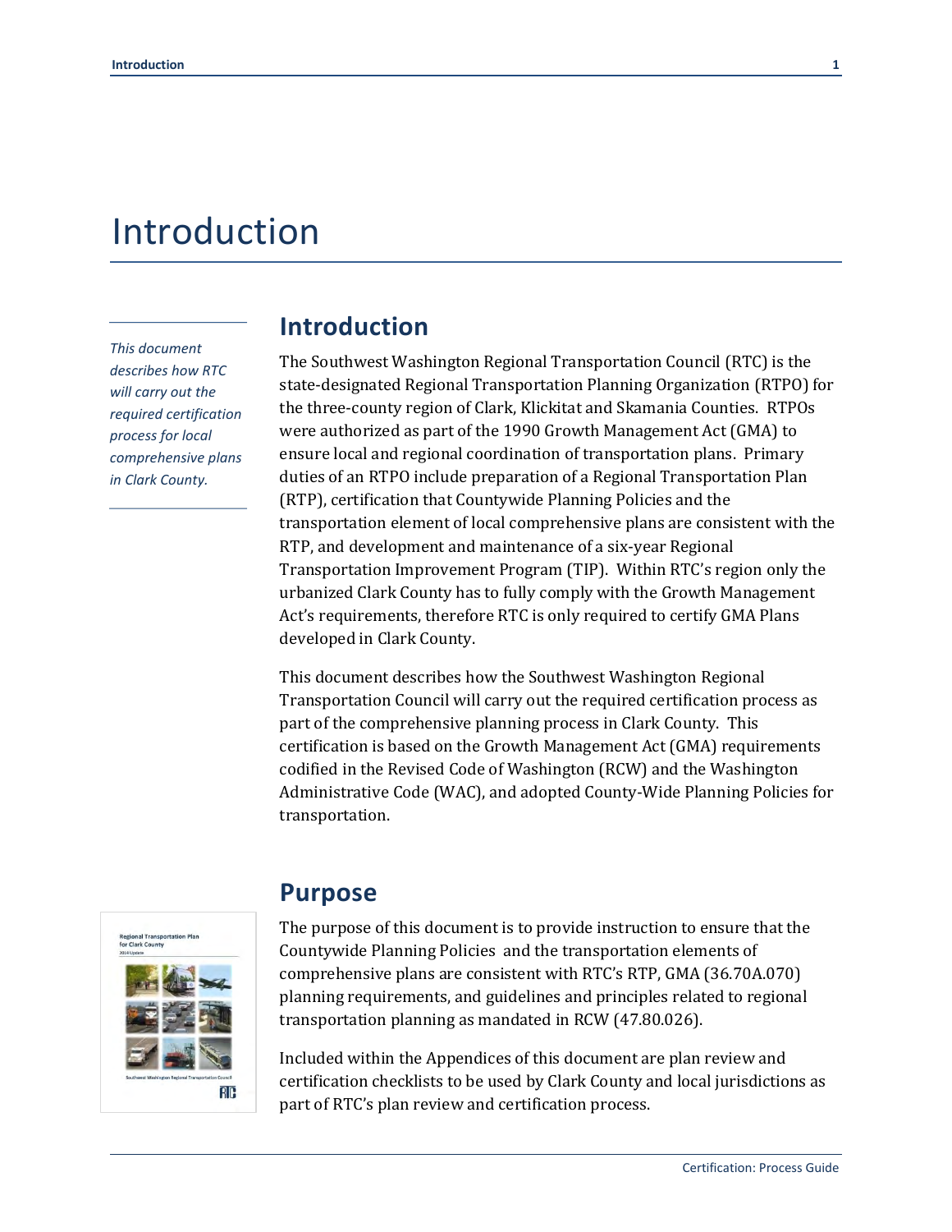# Introduction

*This document describes how RTC will carry out the required certification process for local comprehensive plans in Clark County.*

## Introduction

The Southwest Washington Regional Transportation Council (RTC) is the state-designated Regional Transportation Planning Organization (RTPO) for the three-county region of Clark, Klickitat and Skamania Counties. RTPOs were authorized as part of the 1990 Growth Management Act (GMA) to ensure local and regional coordination of transportation plans. Primary duties of an RTPO include preparation of a Regional Transportation Plan (RTP), certification that Countywide Planning Policies and the transportation element of local comprehensive plans are consistent with the RTP, and development and maintenance of a six-year Regional Transportation Improvement Program (TIP). Within RTC's region only the urbanized Clark County has to fully comply with the Growth Management Act's requirements, therefore RTC is only required to certify GMA Plans developed in Clark County.

This document describes how the Southwest Washington Regional Transportation Council will carry out the required certification process as part of the comprehensive planning process in Clark County. This certification is based on the Growth Management Act (GMA) requirements codified in the Revised Code of Washington (RCW) and the Washington Administrative Code (WAC), and adopted County-Wide Planning Policies for transportation.

## Purpose

The purpose of this document is to provide instruction to ensure that the Countywide Planning Policies and the transportation elements of comprehensive plans are consistent with RTC's RTP, GMA (36.70A.070) planning requirements, and guidelines and principles related to regional transportation planning as mandated in RCW (47.80.026).

Included within the Appendices of this document are plan review and certification checklists to be used by Clark County and local jurisdictions as part of RTC's plan review and certification process.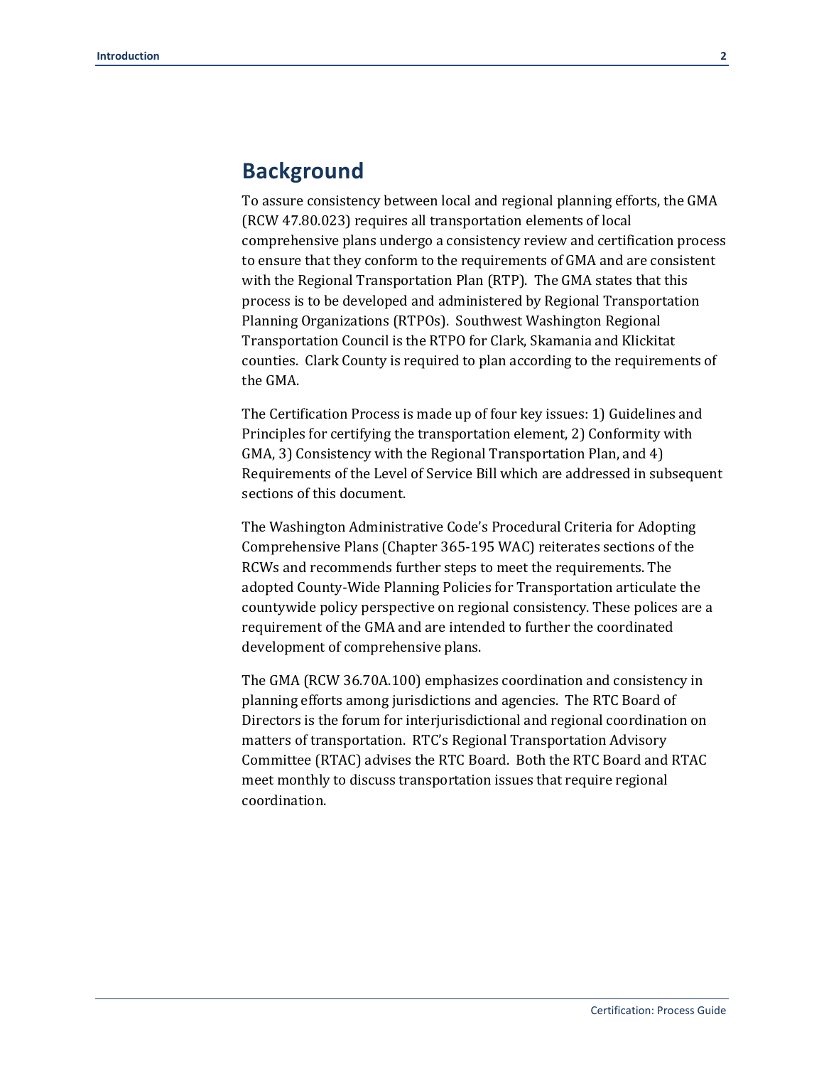## Background

To assure consistency between local and regional planning efforts, the GMA (RCW 47.80.023) requires all transportation elements of local comprehensive plans undergo a consistency review and certification process to ensure that they conform to the requirements of GMA and are consistent with the Regional Transportation Plan (RTP). The GMA states that this process is to be developed and administered by Regional Transportation Planning Organizations (RTPOs). Southwest Washington Regional Transportation Council is the RTPO for Clark, Skamania and Klickitat counties. Clark County is required to plan according to the requirements of the GMA.

The Certification Process is made up of four key issues: 1) Guidelines and Principles for certifying the transportation element, 2) Conformity with GMA, 3) Consistency with the Regional Transportation Plan, and 4) Requirements of the Level of Service Bill which are addressed in subsequent sections of this document.

The Washington Administrative Code's Procedural Criteria for Adopting Comprehensive Plans (Chapter 365-195 WAC) reiterates sections of the RCWs and recommends further steps to meet the requirements. The adopted County-Wide Planning Policies for Transportation articulate the countywide policy perspective on regional consistency. These polices are a requirement of the GMA and are intended to further the coordinated development of comprehensive plans.

The GMA (RCW 36.70A.100) emphasizes coordination and consistency in planning efforts among jurisdictions and agencies. The RTC Board of Directors is the forum for interjurisdictional and regional coordination on matters of transportation. RTC's Regional Transportation Advisory Committee (RTAC) advises the RTC Board. Both the RTC Board and RTAC meet monthly to discuss transportation issues that require regional coordination.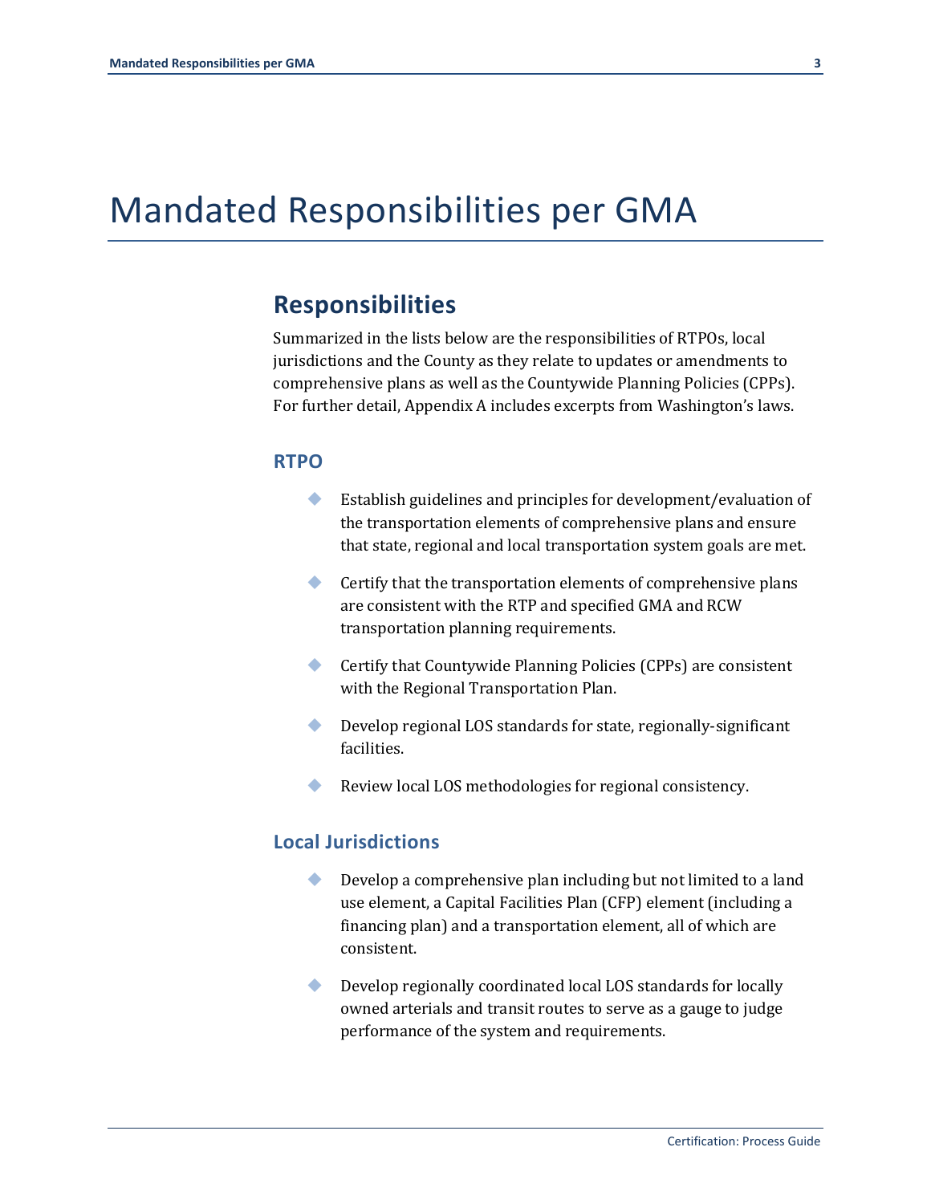# Mandated Responsibilities per GMA

## Responsibilities

Summarized in the lists below are the responsibilities of RTPOs, local jurisdictions and the County as they relate to updates or amendments to comprehensive plans as well as the Countywide Planning Policies (CPPs). For further detail, Appendix A includes excerpts from Washington's laws.

### RTPO

- Establish guidelines and principles for development/evaluation of the transportation elements of comprehensive plans and ensure that state, regional and local transportation system goals are met.
- Certify that the transportation elements of comprehensive plans are consistent with the RTP and specified GMA and RCW transportation planning requirements.
- Certify that Countywide Planning Policies (CPPs) are consistent with the Regional Transportation Plan.
- Develop regional LOS standards for state, regionally-significant facilities.
- Review local LOS methodologies for regional consistency.

### Local Jurisdictions

- Develop a comprehensive plan including but not limited to a land use element, a Capital Facilities Plan (CFP) element (including a financing plan) and a transportation element, all of which are consistent.
- Develop regionally coordinated local LOS standards for locally owned arterials and transit routes to serve as a gauge to judge performance of the system and requirements.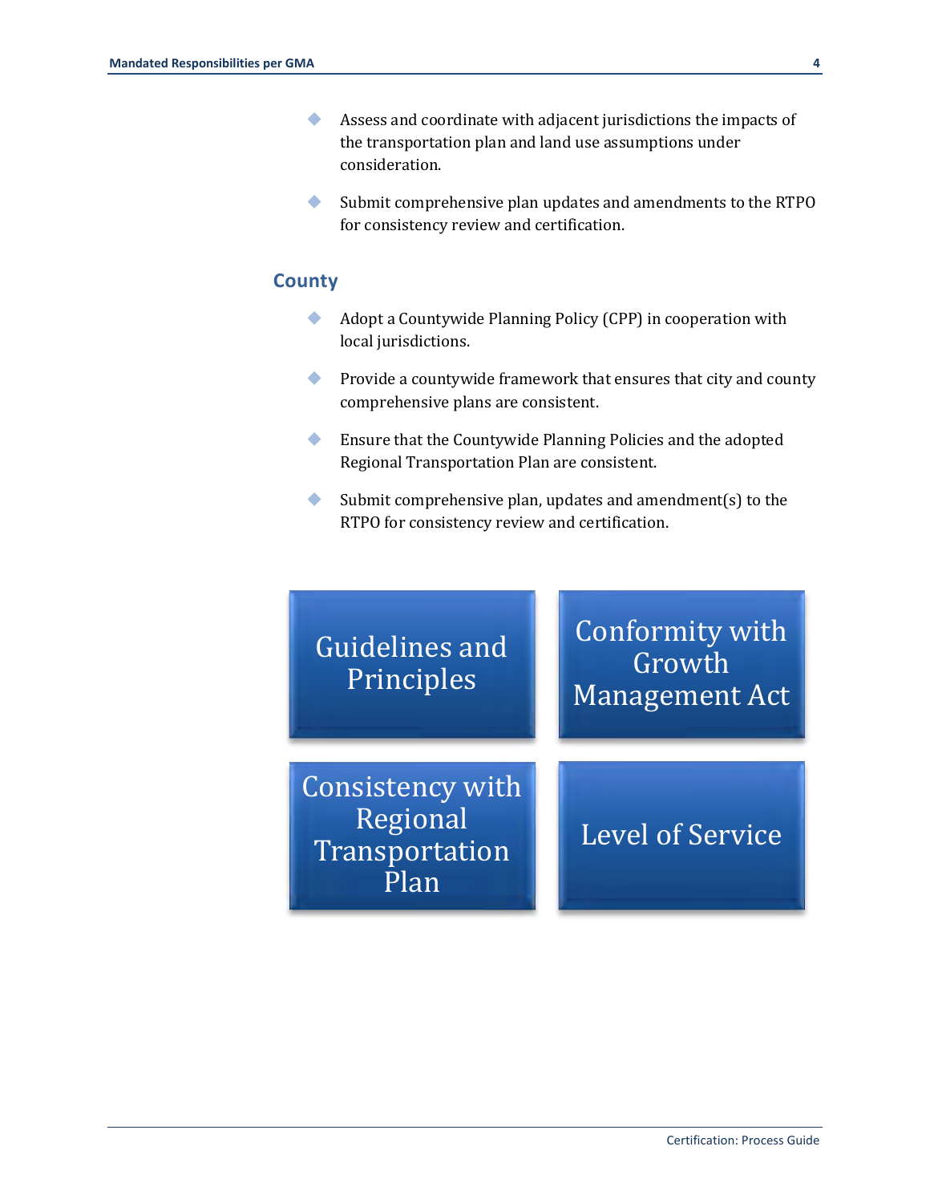- Assess and coordinate with adjacent jurisdictions the impacts of the transportation plan and land use assumptions under consideration.
- Submit comprehensive plan updates and amendments to the RTPO for consistency review and certification.

### County

- Adopt a Countywide Planning Policy (CPP) in cooperation with local jurisdictions.
- Provide a countywide framework that ensures that city and county comprehensive plans are consistent.
- Ensure that the Countywide Planning Policies and the adopted Regional Transportation Plan are consistent.
- Submit comprehensive plan, updates and amendment(s) to the RTPO for consistency review and certification.

Guidelines and Principles

Conformity with Growth Management Act

Consistency with Regional Transportation Plan

Level of Service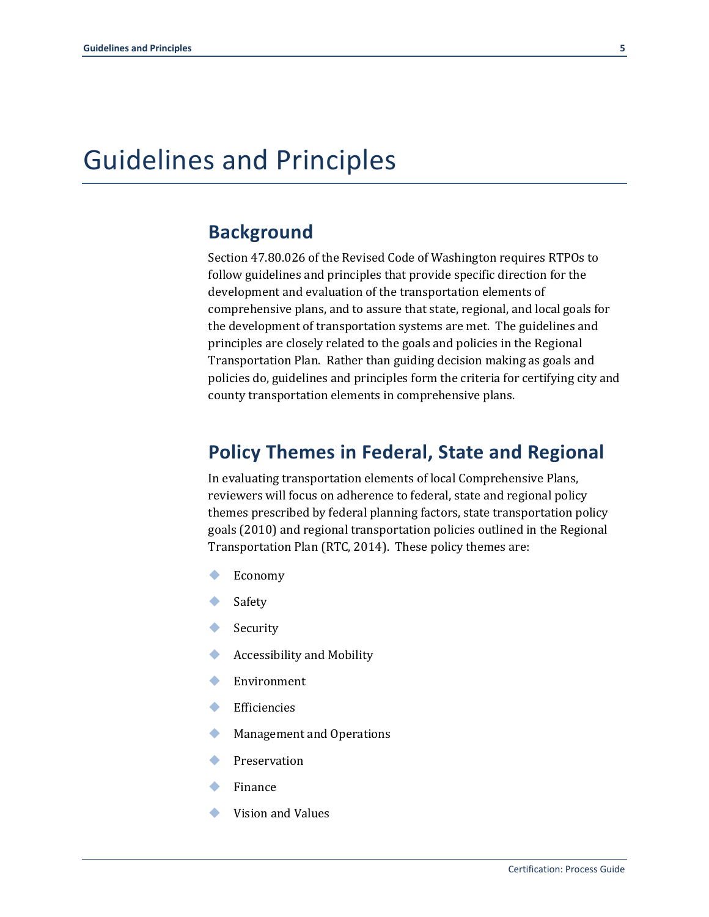# Guidelines and Principles

## Background

Section 47.80.026 of the Revised Code of Washington requires RTPOs to follow guidelines and principles that provide specific direction for the development and evaluation of the transportation elements of comprehensive plans, and to assure that state, regional, and local goals for the development of transportation systems are met. The guidelines and principles are closely related to the goals and policies in the Regional Transportation Plan. Rather than guiding decision making as goals and policies do, guidelines and principles form the criteria for certifying city and county transportation elements in comprehensive plans.

## Policy Themes in Federal, State and Regional

In evaluating transportation elements of local Comprehensive Plans, reviewers will focus on adherence to federal, state and regional policy themes prescribed by federal planning factors, state transportation policy goals (2010) and regional transportation policies outlined in the Regional Transportation Plan (RTC, 2014). These policy themes are:

- Economy
- Safety
- Security
- Accessibility and Mobility
- Environment
- Efficiencies
- Management and Operations
- Preservation
- Finance
- Vision and Values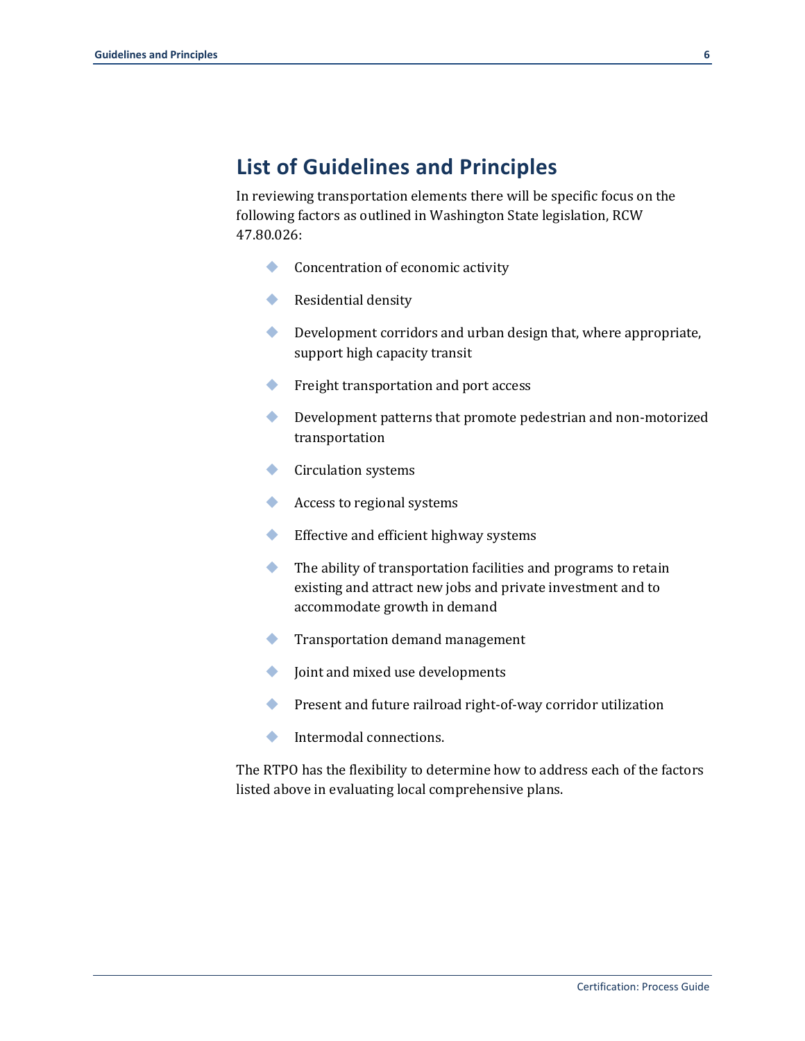## List of Guidelines and Principles

In reviewing transportation elements there will be specific focus on the following factors as outlined in Washington State legislation, RCW 47.80.026:

- Concentration of economic activity
- Residential density
- Development corridors and urban design that, where appropriate, support high capacity transit
- Freight transportation and port access
- Development patterns that promote pedestrian and non-motorized transportation
- Circulation systems
- Access to regional systems
- Effective and efficient highway systems
- The ability of transportation facilities and programs to retain existing and attract new jobs and private investment and to accommodate growth in demand
- Transportation demand management
- Joint and mixed use developments
- Present and future railroad right-of-way corridor utilization
- Intermodal connections.

The RTPO has the flexibility to determine how to address each of the factors listed above in evaluating local comprehensive plans.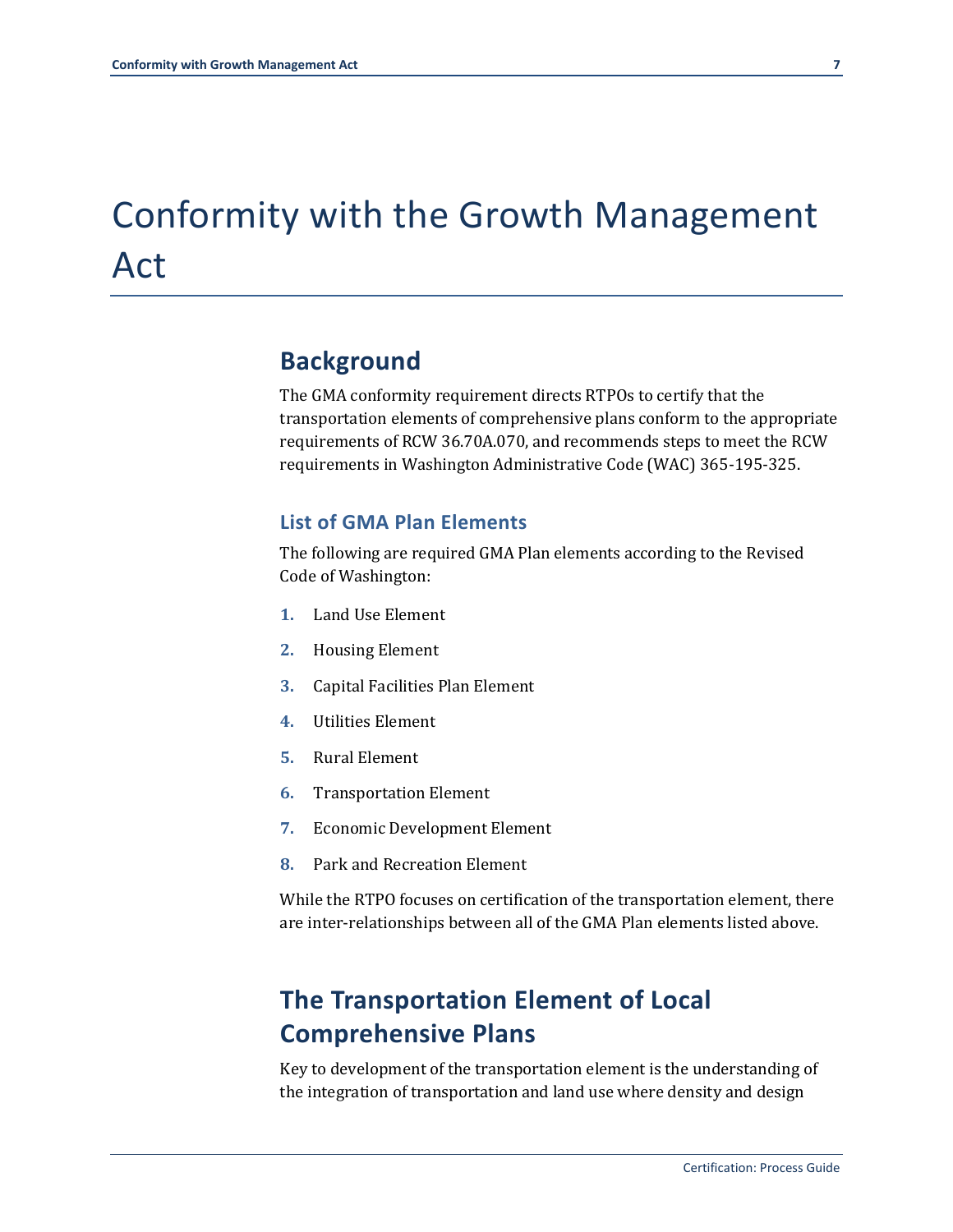# Conformity with the Growth Management Act

## Background

The GMA conformity requirement directs RTPOs to certify that the transportation elements of comprehensive plans conform to the appropriate requirements of RCW 36.70A.070, and recommends steps to meet the RCW requirements in Washington Administrative Code (WAC) 365-195-325.

### List of GMA Plan Elements

The following are required GMA Plan elements according to the Revised Code of Washington:

1. Land Use Element
2. Housing Element
3. Capital Facilities Plan Element
4. Utilities Element
5. Rural Element
6. Transportation Element
7. Economic Development Element
8. Park and Recreation Element

While the RTPO focuses on certification of the transportation element, there are inter-relationships between all of the GMA Plan elements listed above.

## The Transportation Element of Local Comprehensive Plans

Key to development of the transportation element is the understanding of the integration of transportation and land use where density and design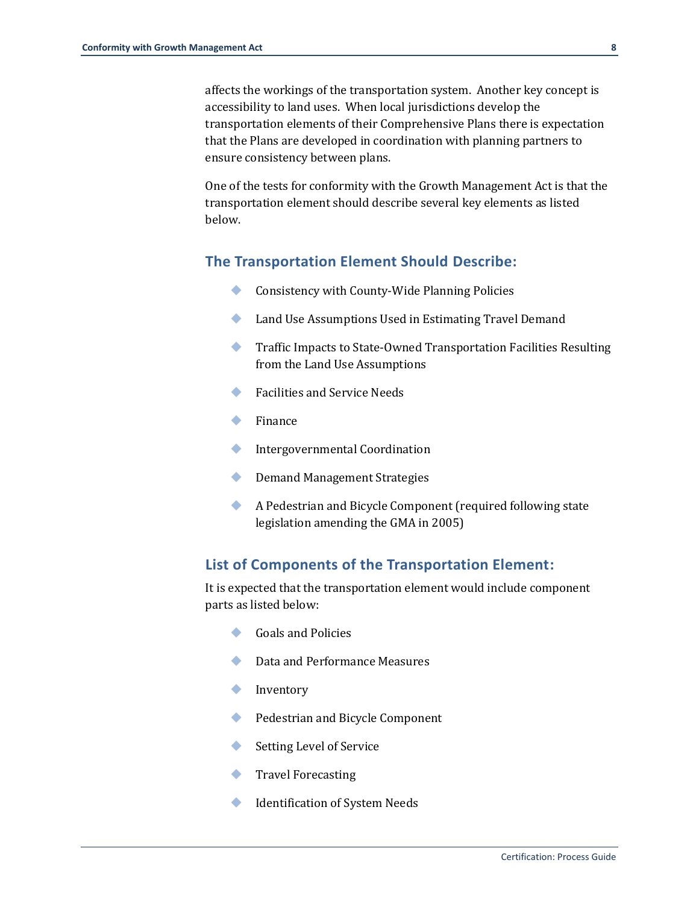affects the workings of the transportation system. Another key concept is accessibility to land uses. When local jurisdictions develop the transportation elements of their Comprehensive Plans there is expectation that the Plans are developed in coordination with planning partners to ensure consistency between plans.

One of the tests for conformity with the Growth Management Act is that the transportation element should describe several key elements as listed below.

## The Transportation Element Should Describe:

- Consistency with County-Wide Planning Policies
- Land Use Assumptions Used in Estimating Travel Demand
- Traffic Impacts to State-Owned Transportation Facilities Resulting from the Land Use Assumptions
- Facilities and Service Needs
- Finance
- Intergovernmental Coordination
- Demand Management Strategies
- A Pedestrian and Bicycle Component (required following state legislation amending the GMA in 2005)

## List of Components of the Transportation Element:

It is expected that the transportation element would include component parts as listed below:

- Goals and Policies
- Data and Performance Measures
- Inventory
- Pedestrian and Bicycle Component
- Setting Level of Service
- Travel Forecasting
- Identification of System Needs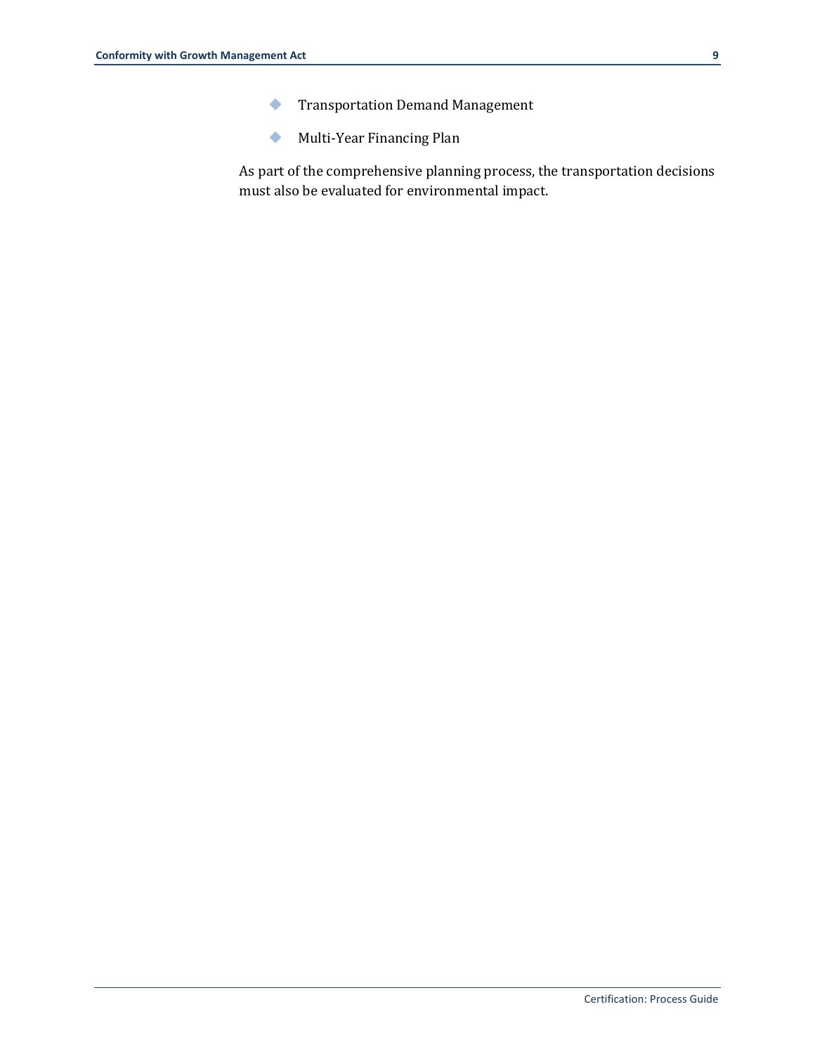- Transportation Demand Management
- Multi-Year Financing Plan

As part of the comprehensive planning process, the transportation decisions must also be evaluated for environmental impact.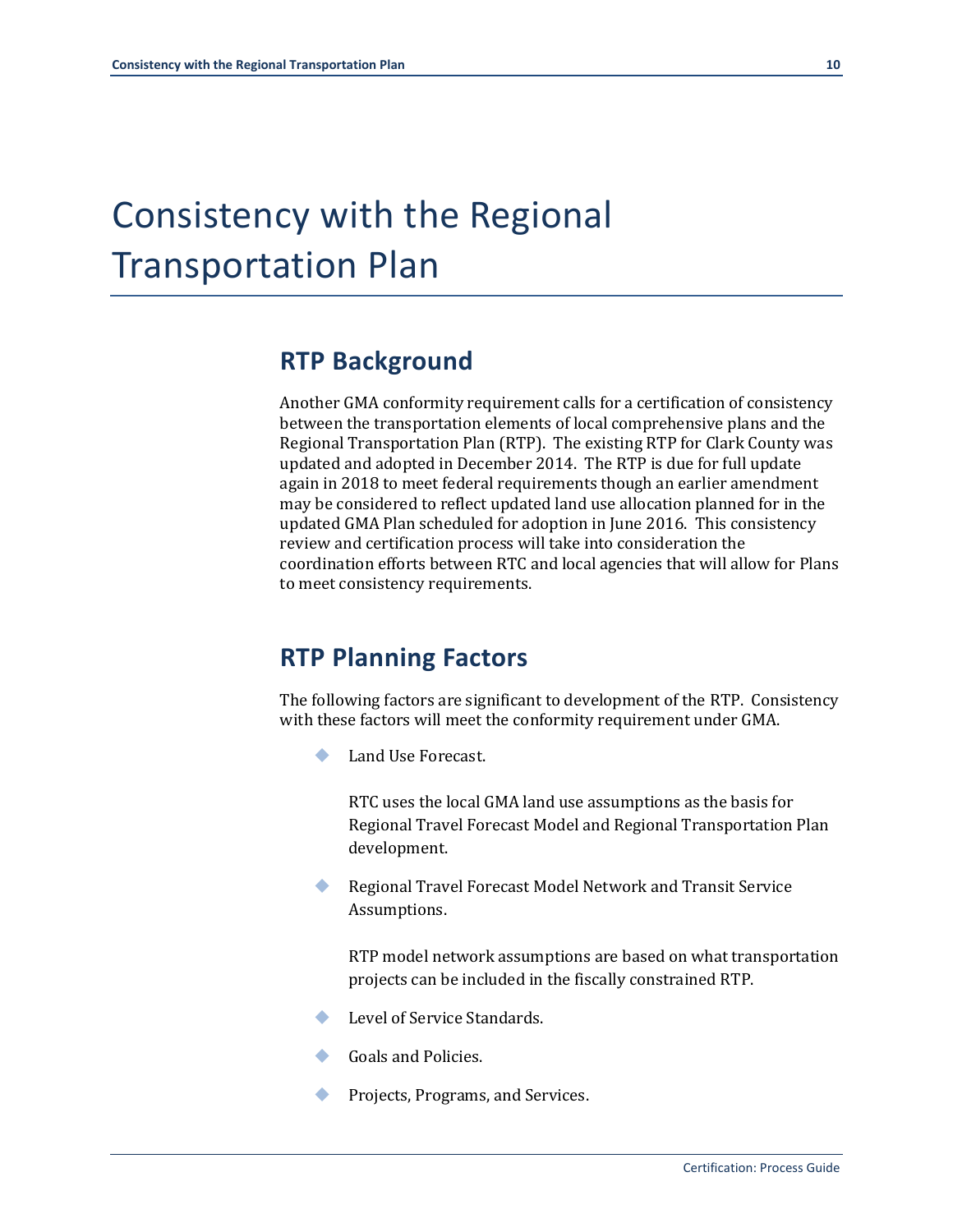# Consistency with the Regional Transportation Plan

## RTP Background

Another GMA conformity requirement calls for a certification of consistency between the transportation elements of local comprehensive plans and the Regional Transportation Plan (RTP). The existing RTP for Clark County was updated and adopted in December 2014. The RTP is due for full update again in 2018 to meet federal requirements though an earlier amendment may be considered to reflect updated land use allocation planned for in the updated GMA Plan scheduled for adoption in June 2016. This consistency review and certification process will take into consideration the coordination efforts between RTC and local agencies that will allow for Plans to meet consistency requirements.

## RTP Planning Factors

The following factors are significant to development of the RTP. Consistency with these factors will meet the conformity requirement under GMA.

- Land Use Forecast.

  RTC uses the local GMA land use assumptions as the basis for Regional Travel Forecast Model and Regional Transportation Plan development.

- Regional Travel Forecast Model Network and Transit Service Assumptions.

  RTP model network assumptions are based on what transportation projects can be included in the fiscally constrained RTP.

- Level of Service Standards.
- Goals and Policies.
- Projects, Programs, and Services.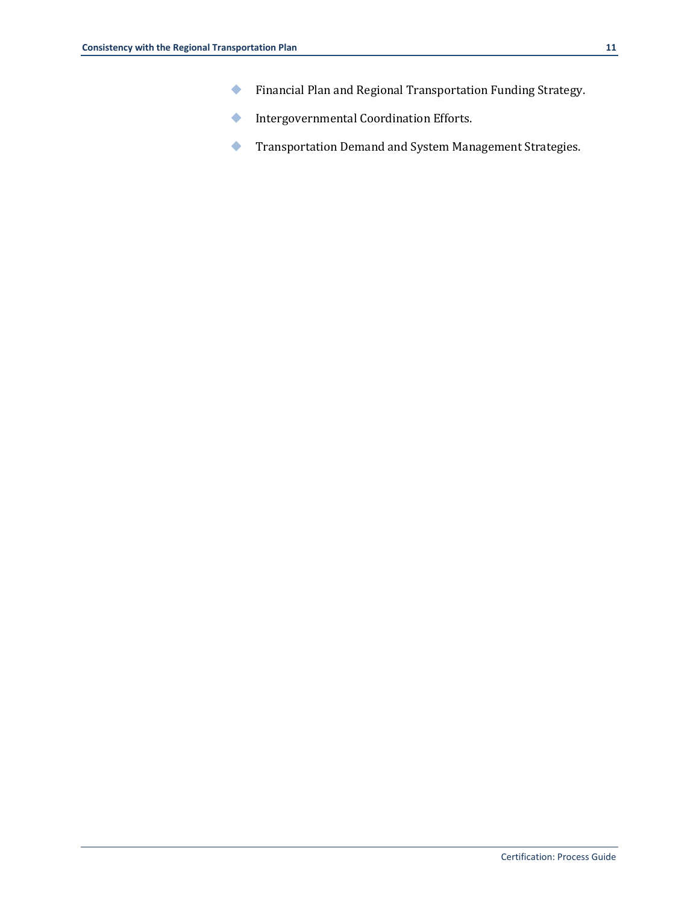- Financial Plan and Regional Transportation Funding Strategy.
- Intergovernmental Coordination Efforts.
- Transportation Demand and System Management Strategies.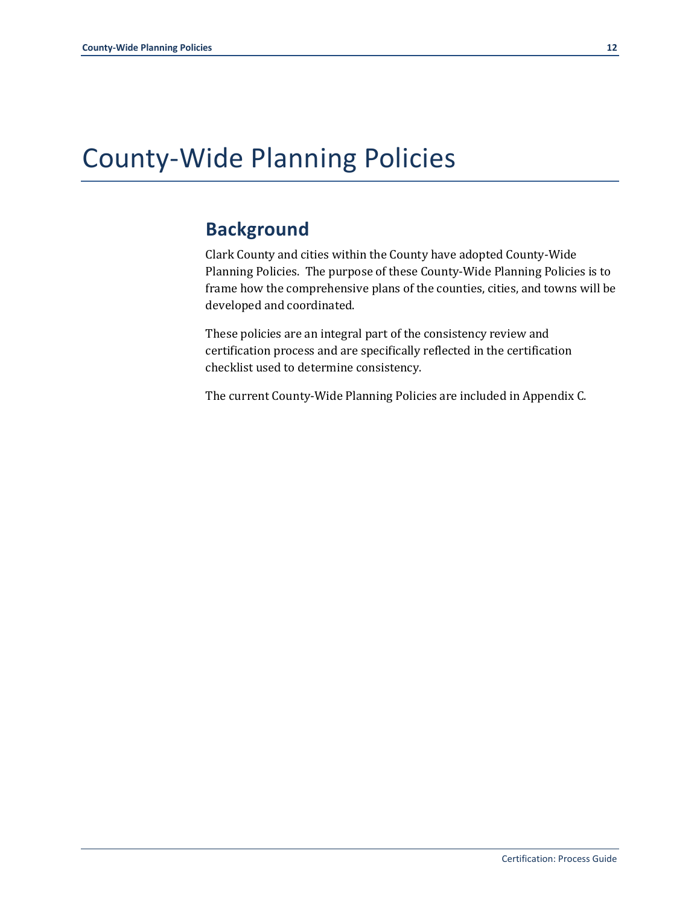# County-Wide Planning Policies

## Background

Clark County and cities within the County have adopted County-Wide Planning Policies. The purpose of these County-Wide Planning Policies is to frame how the comprehensive plans of the counties, cities, and towns will be developed and coordinated.

These policies are an integral part of the consistency review and certification process and are specifically reflected in the certification checklist used to determine consistency.

The current County-Wide Planning Policies are included in Appendix C.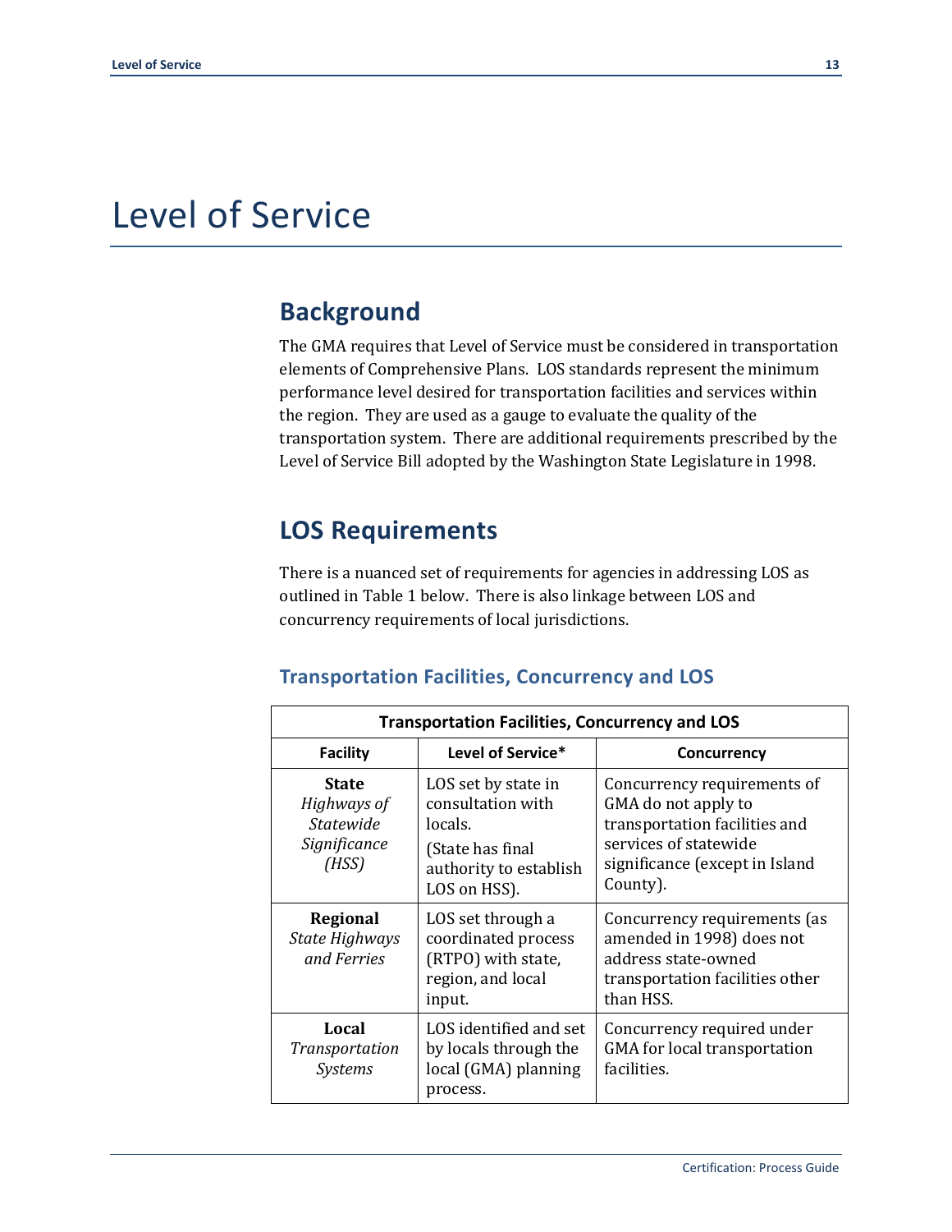# Level of Service

## Background

The GMA requires that Level of Service must be considered in transportation elements of Comprehensive Plans. LOS standards represent the minimum performance level desired for transportation facilities and services within the region. They are used as a gauge to evaluate the quality of the transportation system. There are additional requirements prescribed by the Level of Service Bill adopted by the Washington State Legislature in 1998.

## LOS Requirements

There is a nuanced set of requirements for agencies in addressing LOS as outlined in Table 1 below. There is also linkage between LOS and concurrency requirements of local jurisdictions.

### Transportation Facilities, Concurrency and LOS

| Transportation Facilities, Concurrency and LOS | | |
|---|---|---|
| **Facility** | **Level of Service*** | **Concurrency** |
| **State** *Highways of Statewide Significance (HSS)* | LOS set by state in consultation with locals. (State has final authority to establish LOS on HSS). | Concurrency requirements of GMA do not apply to transportation facilities and services of statewide significance (except in Island County). |
| **Regional** *State Highways and Ferries* | LOS set through a coordinated process (RTPO) with state, region, and local input. | Concurrency requirements (as amended in 1998) does not address state-owned transportation facilities other than HSS. |
| **Local** *Transportation Systems* | LOS identified and set by locals through the local (GMA) planning process. | Concurrency required under GMA for local transportation facilities. |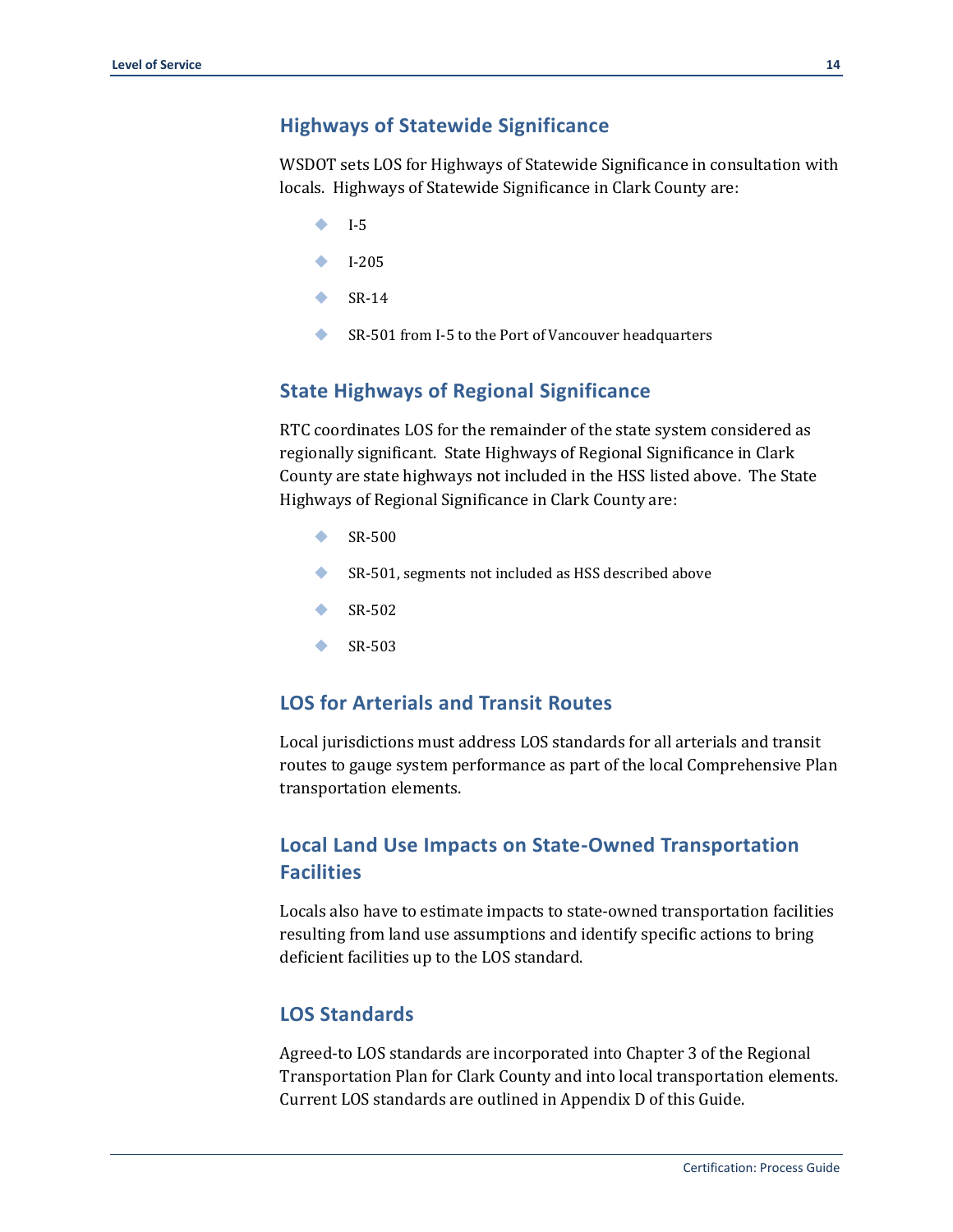## Highways of Statewide Significance

WSDOT sets LOS for Highways of Statewide Significance in consultation with locals. Highways of Statewide Significance in Clark County are:

- I-5
- I-205
- SR-14
- SR-501 from I-5 to the Port of Vancouver headquarters

## State Highways of Regional Significance

RTC coordinates LOS for the remainder of the state system considered as regionally significant. State Highways of Regional Significance in Clark County are state highways not included in the HSS listed above. The State Highways of Regional Significance in Clark County are:

- SR-500
- SR-501, segments not included as HSS described above
- SR-502
- SR-503

## LOS for Arterials and Transit Routes

Local jurisdictions must address LOS standards for all arterials and transit routes to gauge system performance as part of the local Comprehensive Plan transportation elements.

## Local Land Use Impacts on State-Owned Transportation Facilities

Locals also have to estimate impacts to state-owned transportation facilities resulting from land use assumptions and identify specific actions to bring deficient facilities up to the LOS standard.

## LOS Standards

Agreed-to LOS standards are incorporated into Chapter 3 of the Regional Transportation Plan for Clark County and into local transportation elements. Current LOS standards are outlined in Appendix D of this Guide.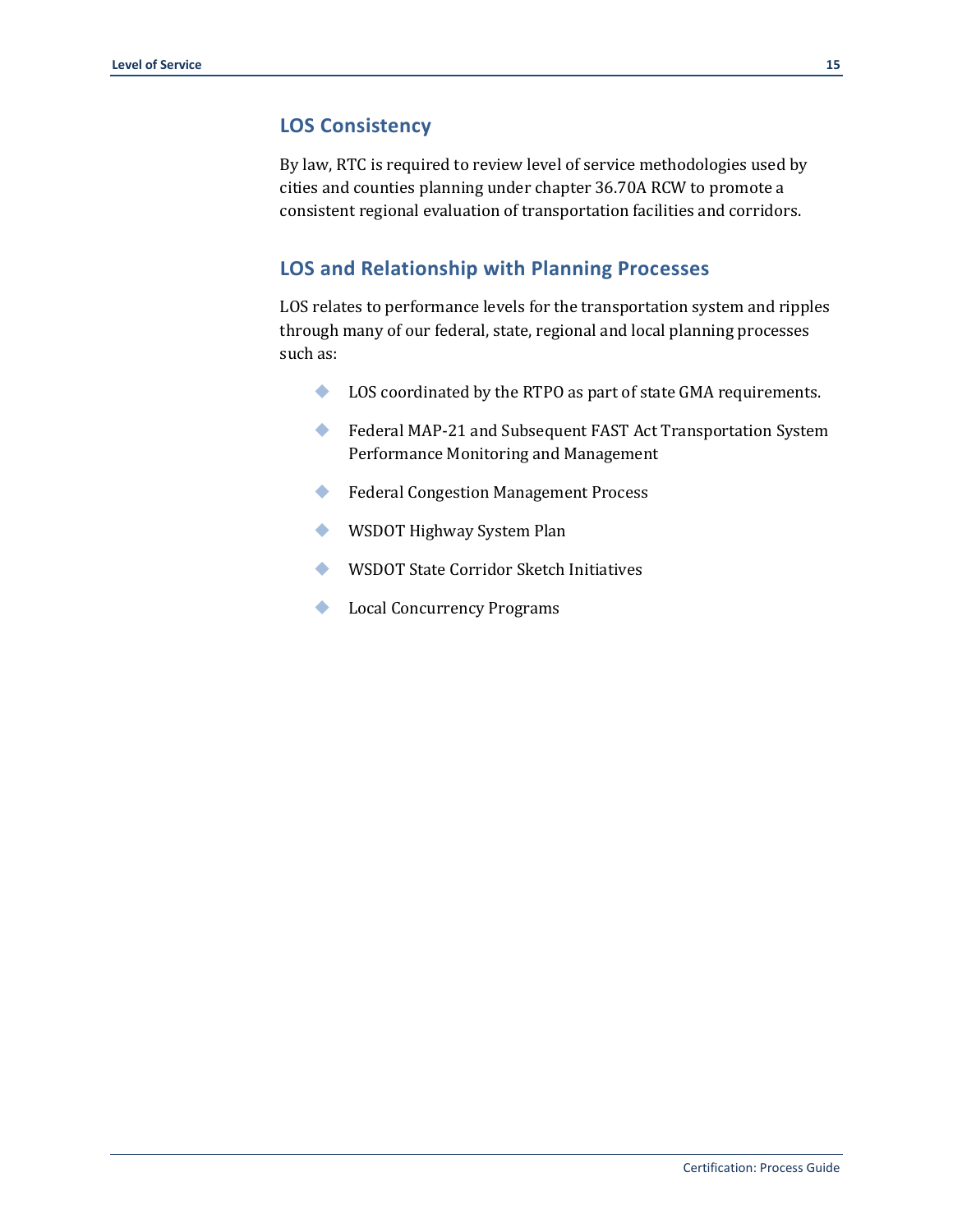## LOS Consistency

By law, RTC is required to review level of service methodologies used by cities and counties planning under chapter 36.70A RCW to promote a consistent regional evaluation of transportation facilities and corridors.

## LOS and Relationship with Planning Processes

LOS relates to performance levels for the transportation system and ripples through many of our federal, state, regional and local planning processes such as:

- LOS coordinated by the RTPO as part of state GMA requirements.
- Federal MAP-21 and Subsequent FAST Act Transportation System Performance Monitoring and Management
- Federal Congestion Management Process
- WSDOT Highway System Plan
- WSDOT State Corridor Sketch Initiatives
- Local Concurrency Programs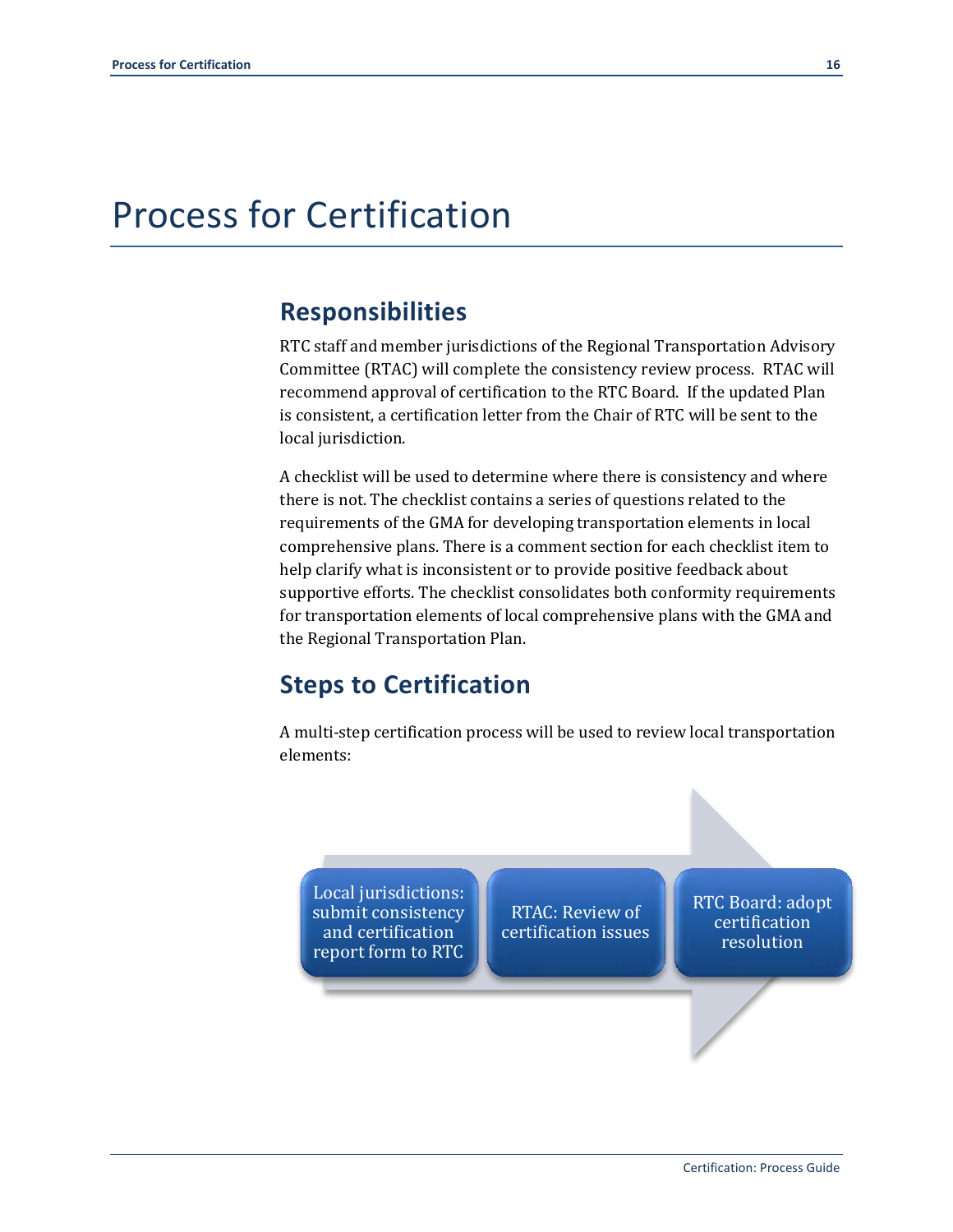# Process for Certification

## Responsibilities

RTC staff and member jurisdictions of the Regional Transportation Advisory Committee (RTAC) will complete the consistency review process. RTAC will recommend approval of certification to the RTC Board. If the updated Plan is consistent, a certification letter from the Chair of RTC will be sent to the local jurisdiction.

A checklist will be used to determine where there is consistency and where there is not. The checklist contains a series of questions related to the requirements of the GMA for developing transportation elements in local comprehensive plans. There is a comment section for each checklist item to help clarify what is inconsistent or to provide positive feedback about supportive efforts. The checklist consolidates both conformity requirements for transportation elements of local comprehensive plans with the GMA and the Regional Transportation Plan.

## Steps to Certification

A multi-step certification process will be used to review local transportation elements:

Local jurisdictions: submit consistency and certification report form to RTC

RTAC: Review of certification issues

RTC Board: adopt certification resolution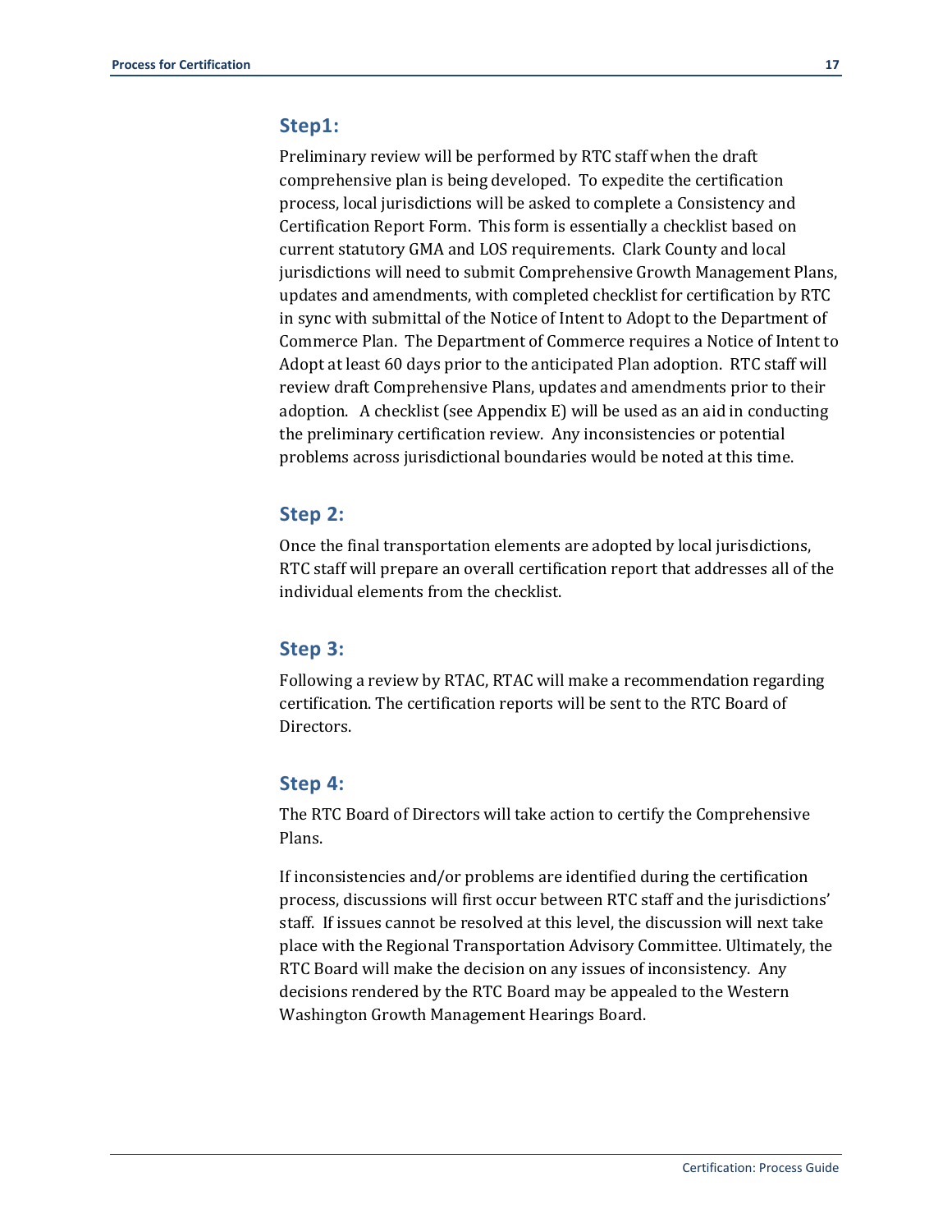## Step1:

Preliminary review will be performed by RTC staff when the draft comprehensive plan is being developed. To expedite the certification process, local jurisdictions will be asked to complete a Consistency and Certification Report Form. This form is essentially a checklist based on current statutory GMA and LOS requirements. Clark County and local jurisdictions will need to submit Comprehensive Growth Management Plans, updates and amendments, with completed checklist for certification by RTC in sync with submittal of the Notice of Intent to Adopt to the Department of Commerce Plan. The Department of Commerce requires a Notice of Intent to Adopt at least 60 days prior to the anticipated Plan adoption. RTC staff will review draft Comprehensive Plans, updates and amendments prior to their adoption. A checklist (see Appendix E) will be used as an aid in conducting the preliminary certification review. Any inconsistencies or potential problems across jurisdictional boundaries would be noted at this time.

## Step 2:

Once the final transportation elements are adopted by local jurisdictions, RTC staff will prepare an overall certification report that addresses all of the individual elements from the checklist.

## Step 3:

Following a review by RTAC, RTAC will make a recommendation regarding certification. The certification reports will be sent to the RTC Board of Directors.

## Step 4:

The RTC Board of Directors will take action to certify the Comprehensive Plans.

If inconsistencies and/or problems are identified during the certification process, discussions will first occur between RTC staff and the jurisdictions' staff. If issues cannot be resolved at this level, the discussion will next take place with the Regional Transportation Advisory Committee. Ultimately, the RTC Board will make the decision on any issues of inconsistency. Any decisions rendered by the RTC Board may be appealed to the Western Washington Growth Management Hearings Board.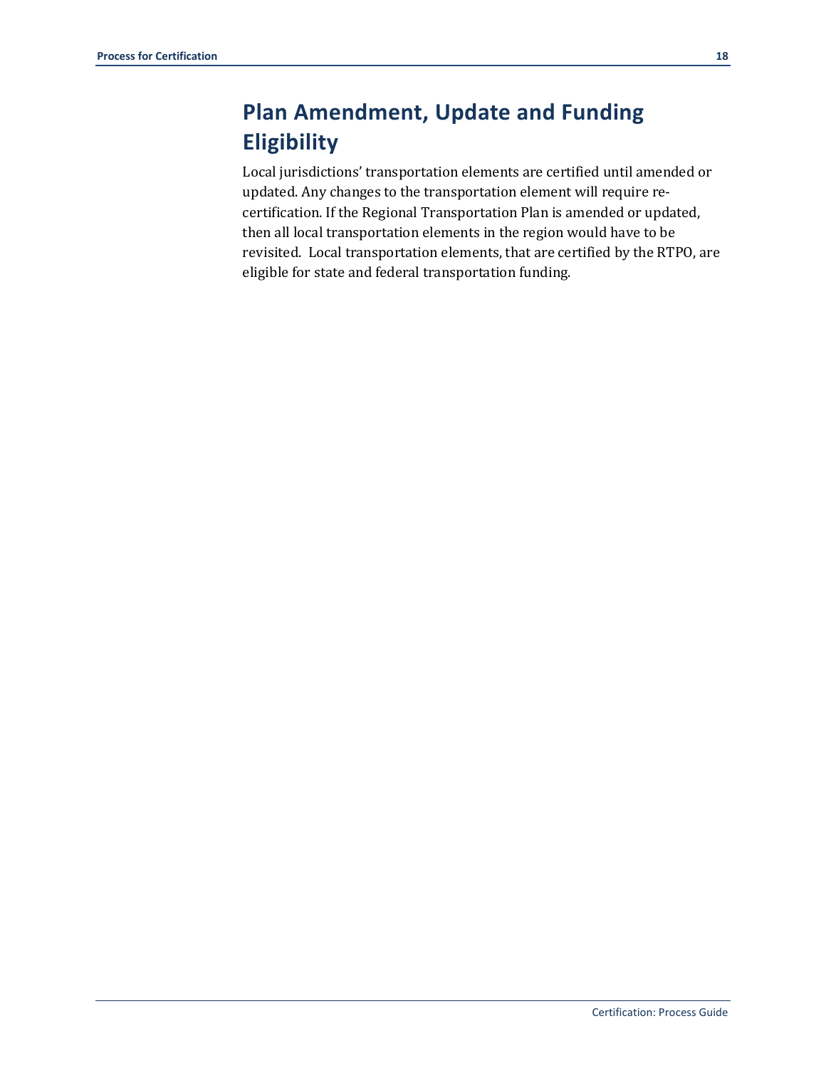## Plan Amendment, Update and Funding Eligibility

Local jurisdictions' transportation elements are certified until amended or updated. Any changes to the transportation element will require re-certification. If the Regional Transportation Plan is amended or updated, then all local transportation elements in the region would have to be revisited. Local transportation elements, that are certified by the RTPO, are eligible for state and federal transportation funding.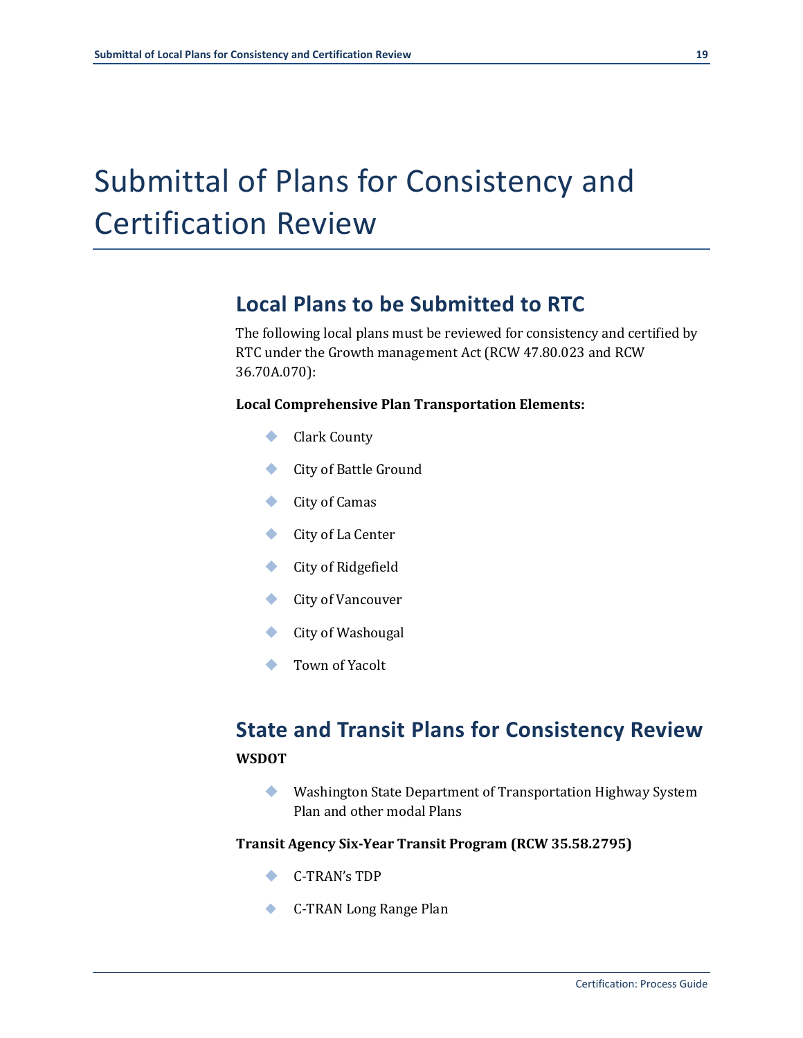# Submittal of Plans for Consistency and Certification Review

## Local Plans to be Submitted to RTC

The following local plans must be reviewed for consistency and certified by RTC under the Growth management Act (RCW 47.80.023 and RCW 36.70A.070):

**Local Comprehensive Plan Transportation Elements:**

- Clark County
- City of Battle Ground
- City of Camas
- City of La Center
- City of Ridgefield
- City of Vancouver
- City of Washougal
- Town of Yacolt

## State and Transit Plans for Consistency Review

**WSDOT**

- Washington State Department of Transportation Highway System Plan and other modal Plans

**Transit Agency Six-Year Transit Program (RCW 35.58.2795)**

- C-TRAN's TDP
- C-TRAN Long Range Plan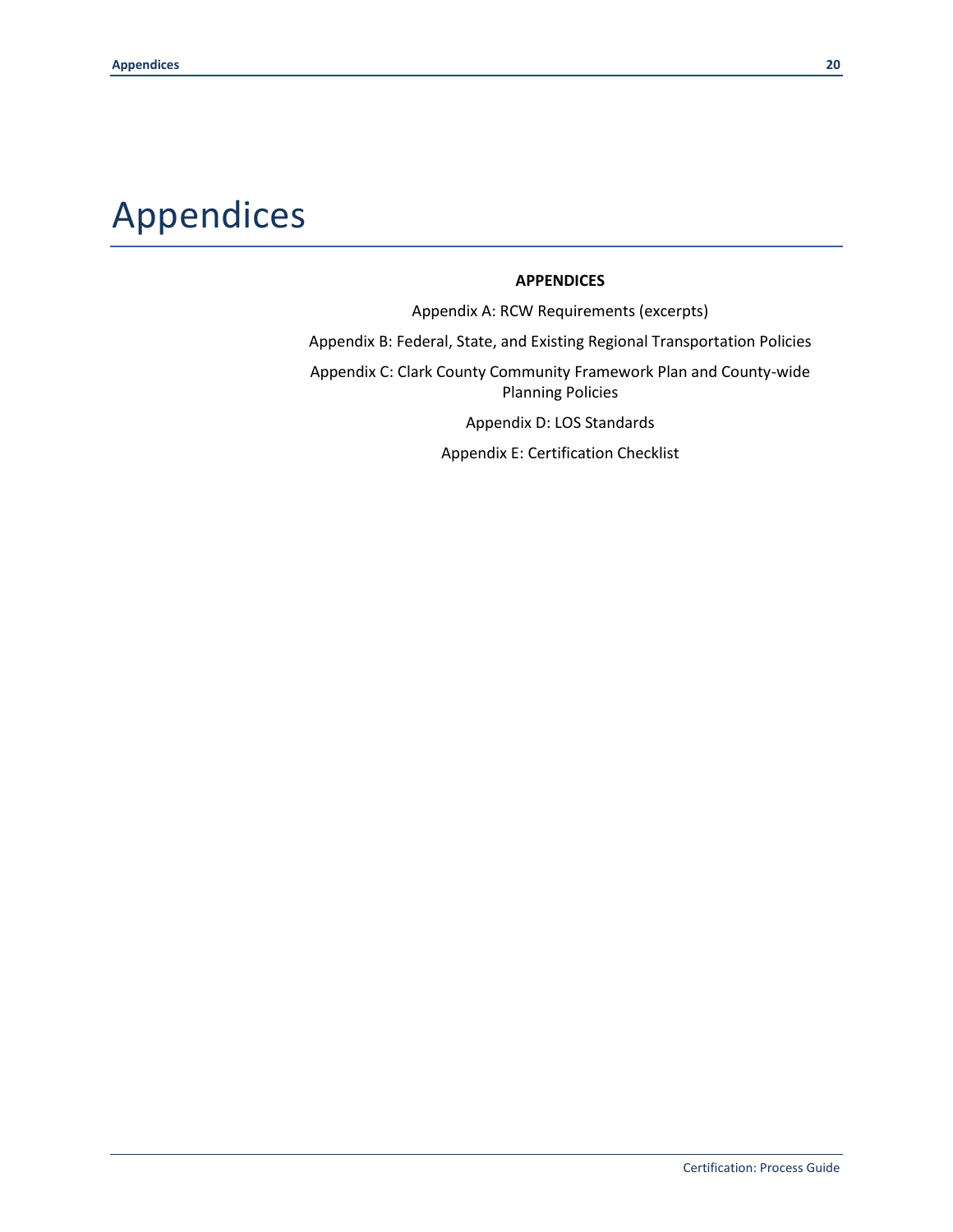# Appendices

**APPENDICES**

Appendix A: RCW Requirements (excerpts)

Appendix B: Federal, State, and Existing Regional Transportation Policies

Appendix C: Clark County Community Framework Plan and County-wide Planning Policies

Appendix D: LOS Standards

Appendix E: Certification Checklist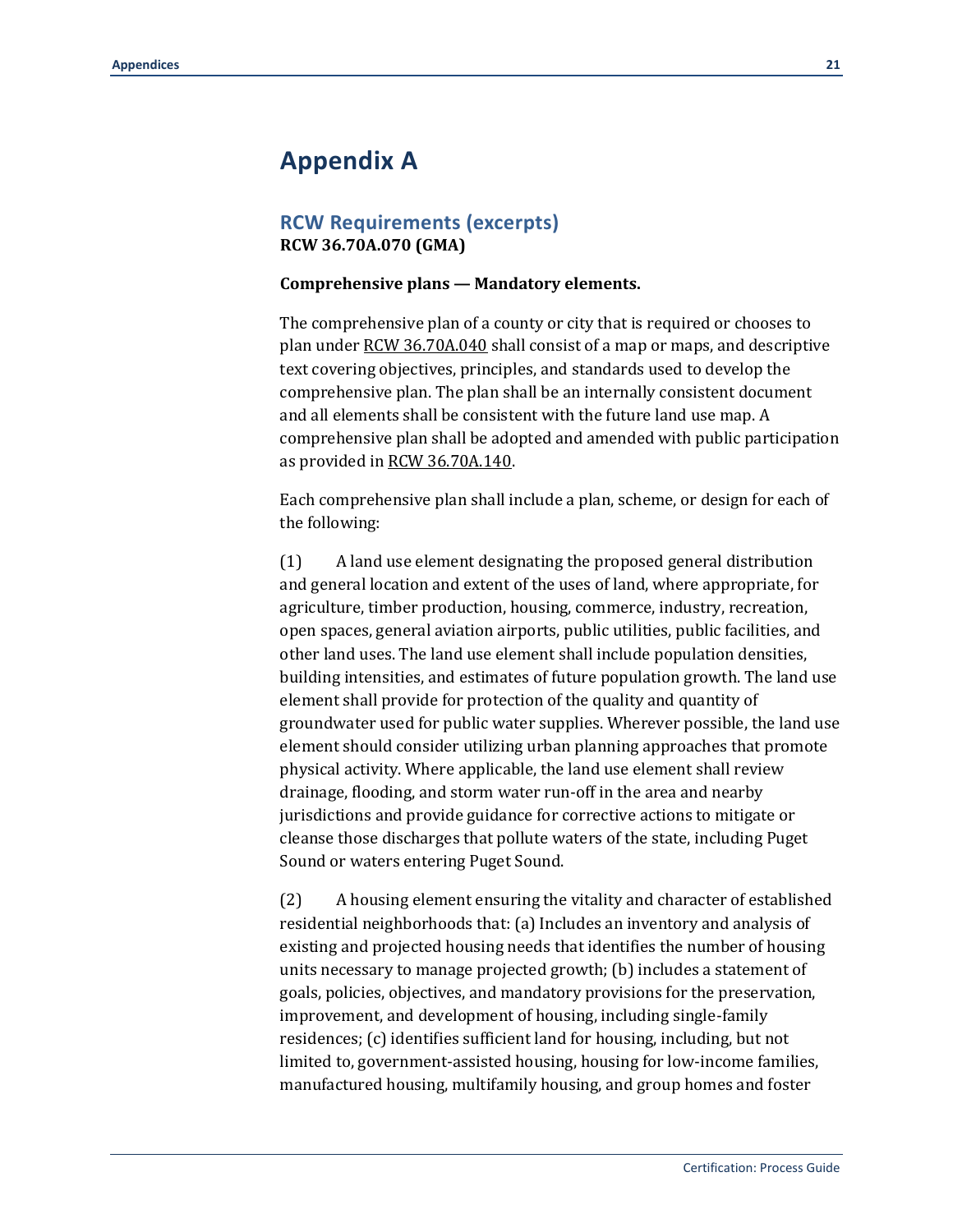# Appendix A

## RCW Requirements (excerpts)

**RCW 36.70A.070 (GMA)**

**Comprehensive plans — Mandatory elements.**

The comprehensive plan of a county or city that is required or chooses to plan under RCW 36.70A.040 shall consist of a map or maps, and descriptive text covering objectives, principles, and standards used to develop the comprehensive plan. The plan shall be an internally consistent document and all elements shall be consistent with the future land use map. A comprehensive plan shall be adopted and amended with public participation as provided in RCW 36.70A.140.

Each comprehensive plan shall include a plan, scheme, or design for each of the following:

(1) A land use element designating the proposed general distribution and general location and extent of the uses of land, where appropriate, for agriculture, timber production, housing, commerce, industry, recreation, open spaces, general aviation airports, public utilities, public facilities, and other land uses. The land use element shall include population densities, building intensities, and estimates of future population growth. The land use element shall provide for protection of the quality and quantity of groundwater used for public water supplies. Wherever possible, the land use element should consider utilizing urban planning approaches that promote physical activity. Where applicable, the land use element shall review drainage, flooding, and storm water run-off in the area and nearby jurisdictions and provide guidance for corrective actions to mitigate or cleanse those discharges that pollute waters of the state, including Puget Sound or waters entering Puget Sound.

(2) A housing element ensuring the vitality and character of established residential neighborhoods that: (a) Includes an inventory and analysis of existing and projected housing needs that identifies the number of housing units necessary to manage projected growth; (b) includes a statement of goals, policies, objectives, and mandatory provisions for the preservation, improvement, and development of housing, including single-family residences; (c) identifies sufficient land for housing, including, but not limited to, government-assisted housing, housing for low-income families, manufactured housing, multifamily housing, and group homes and foster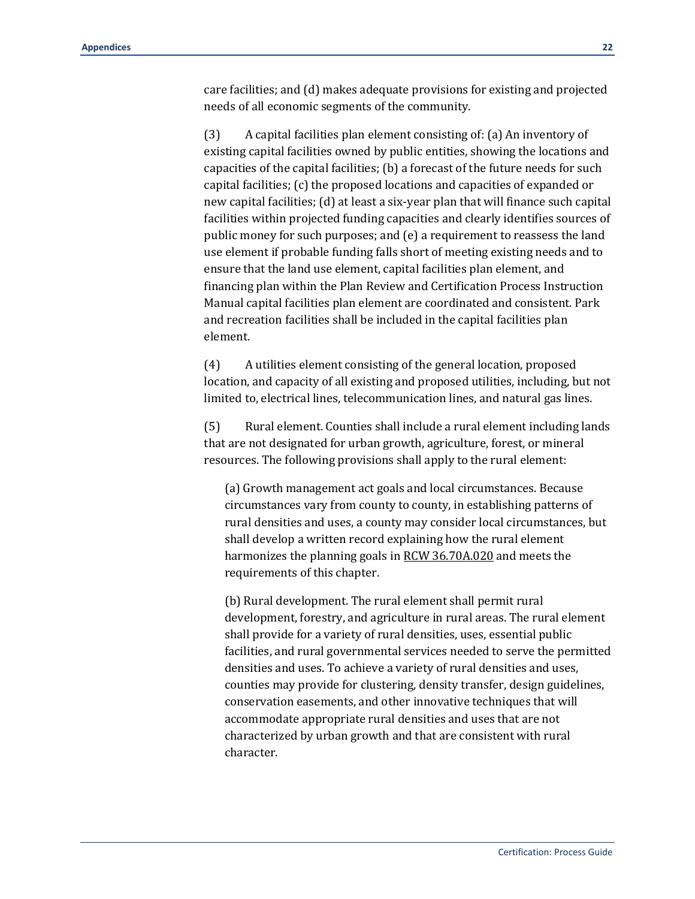care facilities; and (d) makes adequate provisions for existing and projected needs of all economic segments of the community.

(3) A capital facilities plan element consisting of: (a) An inventory of existing capital facilities owned by public entities, showing the locations and capacities of the capital facilities; (b) a forecast of the future needs for such capital facilities; (c) the proposed locations and capacities of expanded or new capital facilities; (d) at least a six-year plan that will finance such capital facilities within projected funding capacities and clearly identifies sources of public money for such purposes; and (e) a requirement to reassess the land use element if probable funding falls short of meeting existing needs and to ensure that the land use element, capital facilities plan element, and financing plan within the Plan Review and Certification Process Instruction Manual capital facilities plan element are coordinated and consistent. Park and recreation facilities shall be included in the capital facilities plan element.

(4) A utilities element consisting of the general location, proposed location, and capacity of all existing and proposed utilities, including, but not limited to, electrical lines, telecommunication lines, and natural gas lines.

(5) Rural element. Counties shall include a rural element including lands that are not designated for urban growth, agriculture, forest, or mineral resources. The following provisions shall apply to the rural element:

> (a) Growth management act goals and local circumstances. Because circumstances vary from county to county, in establishing patterns of rural densities and uses, a county may consider local circumstances, but shall develop a written record explaining how the rural element harmonizes the planning goals in RCW 36.70A.020 and meets the requirements of this chapter.
>
> (b) Rural development. The rural element shall permit rural development, forestry, and agriculture in rural areas. The rural element shall provide for a variety of rural densities, uses, essential public facilities, and rural governmental services needed to serve the permitted densities and uses. To achieve a variety of rural densities and uses, counties may provide for clustering, density transfer, design guidelines, conservation easements, and other innovative techniques that will accommodate appropriate rural densities and uses that are not characterized by urban growth and that are consistent with rural character.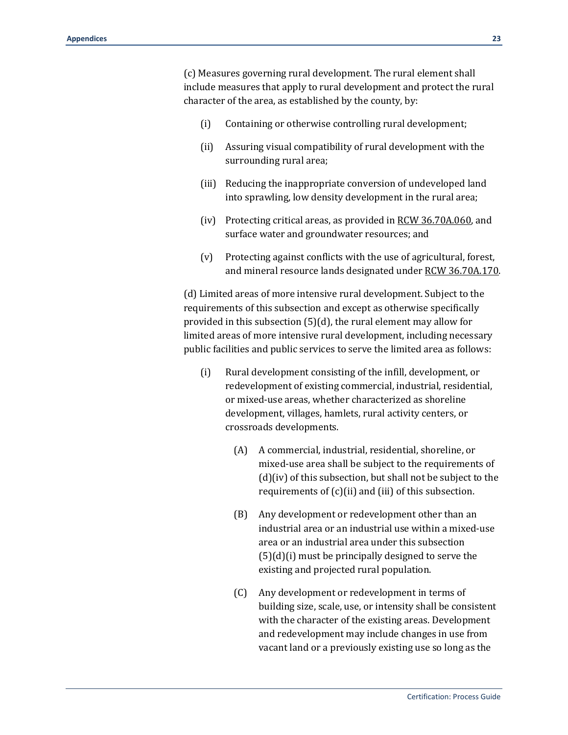(c) Measures governing rural development. The rural element shall include measures that apply to rural development and protect the rural character of the area, as established by the county, by:

- (i) Containing or otherwise controlling rural development;
- (ii) Assuring visual compatibility of rural development with the surrounding rural area;
- (iii) Reducing the inappropriate conversion of undeveloped land into sprawling, low density development in the rural area;
- (iv) Protecting critical areas, as provided in RCW 36.70A.060, and surface water and groundwater resources; and
- (v) Protecting against conflicts with the use of agricultural, forest, and mineral resource lands designated under RCW 36.70A.170.

(d) Limited areas of more intensive rural development. Subject to the requirements of this subsection and except as otherwise specifically provided in this subsection (5)(d), the rural element may allow for limited areas of more intensive rural development, including necessary public facilities and public services to serve the limited area as follows:

- (i) Rural development consisting of the infill, development, or redevelopment of existing commercial, industrial, residential, or mixed-use areas, whether characterized as shoreline development, villages, hamlets, rural activity centers, or crossroads developments.
  - (A) A commercial, industrial, residential, shoreline, or mixed-use area shall be subject to the requirements of (d)(iv) of this subsection, but shall not be subject to the requirements of (c)(ii) and (iii) of this subsection.
  - (B) Any development or redevelopment other than an industrial area or an industrial use within a mixed-use area or an industrial area under this subsection (5)(d)(i) must be principally designed to serve the existing and projected rural population.
  - (C) Any development or redevelopment in terms of building size, scale, use, or intensity shall be consistent with the character of the existing areas. Development and redevelopment may include changes in use from vacant land or a previously existing use so long as the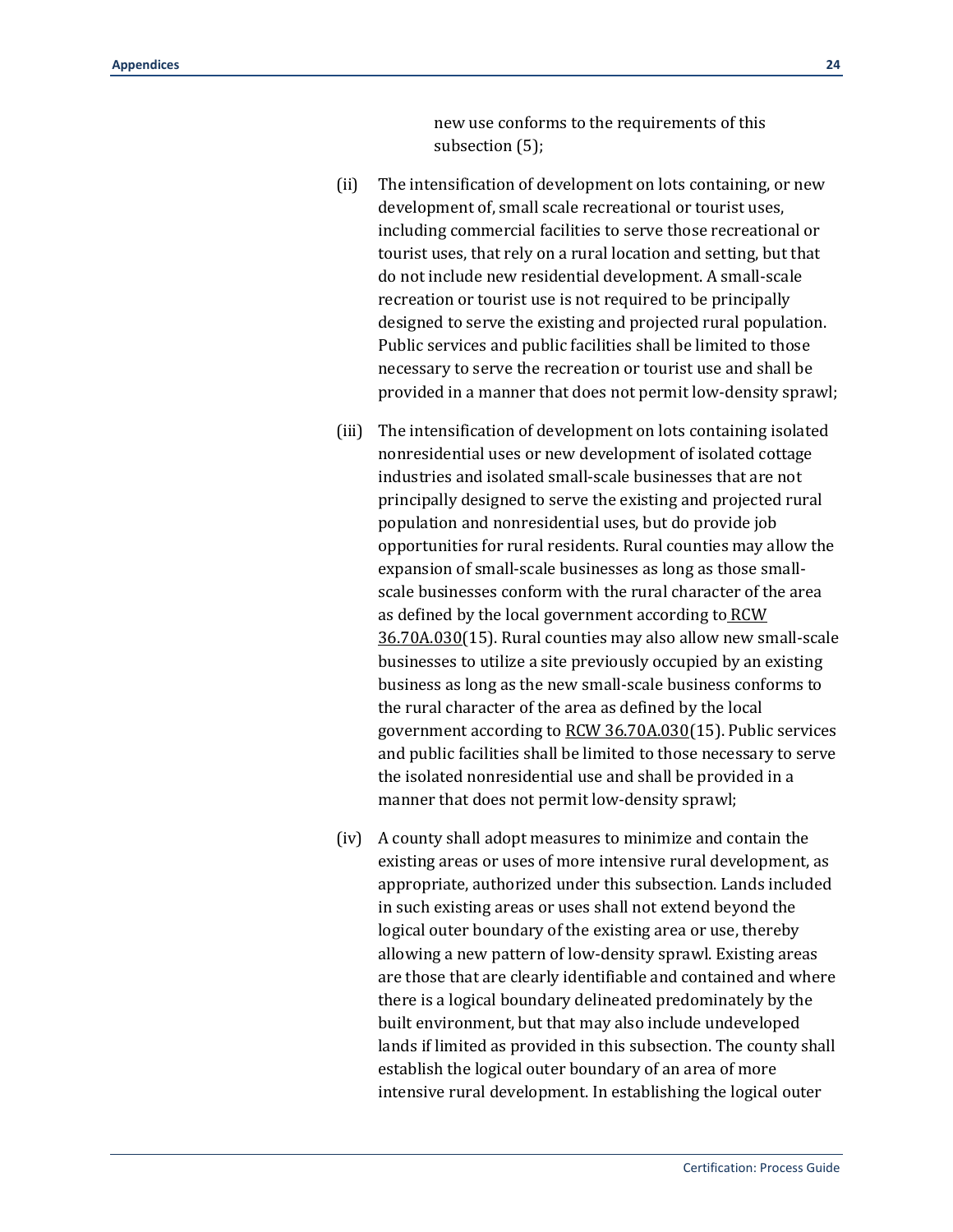new use conforms to the requirements of this subsection (5);

(ii) The intensification of development on lots containing, or new development of, small scale recreational or tourist uses, including commercial facilities to serve those recreational or tourist uses, that rely on a rural location and setting, but that do not include new residential development. A small-scale recreation or tourist use is not required to be principally designed to serve the existing and projected rural population. Public services and public facilities shall be limited to those necessary to serve the recreation or tourist use and shall be provided in a manner that does not permit low-density sprawl;

(iii) The intensification of development on lots containing isolated nonresidential uses or new development of isolated cottage industries and isolated small-scale businesses that are not principally designed to serve the existing and projected rural population and nonresidential uses, but do provide job opportunities for rural residents. Rural counties may allow the expansion of small-scale businesses as long as those small-scale businesses conform with the rural character of the area as defined by the local government according to RCW 36.70A.030(15). Rural counties may also allow new small-scale businesses to utilize a site previously occupied by an existing business as long as the new small-scale business conforms to the rural character of the area as defined by the local government according to RCW 36.70A.030(15). Public services and public facilities shall be limited to those necessary to serve the isolated nonresidential use and shall be provided in a manner that does not permit low-density sprawl;

(iv) A county shall adopt measures to minimize and contain the existing areas or uses of more intensive rural development, as appropriate, authorized under this subsection. Lands included in such existing areas or uses shall not extend beyond the logical outer boundary of the existing area or use, thereby allowing a new pattern of low-density sprawl. Existing areas are those that are clearly identifiable and contained and where there is a logical boundary delineated predominately by the built environment, but that may also include undeveloped lands if limited as provided in this subsection. The county shall establish the logical outer boundary of an area of more intensive rural development. In establishing the logical outer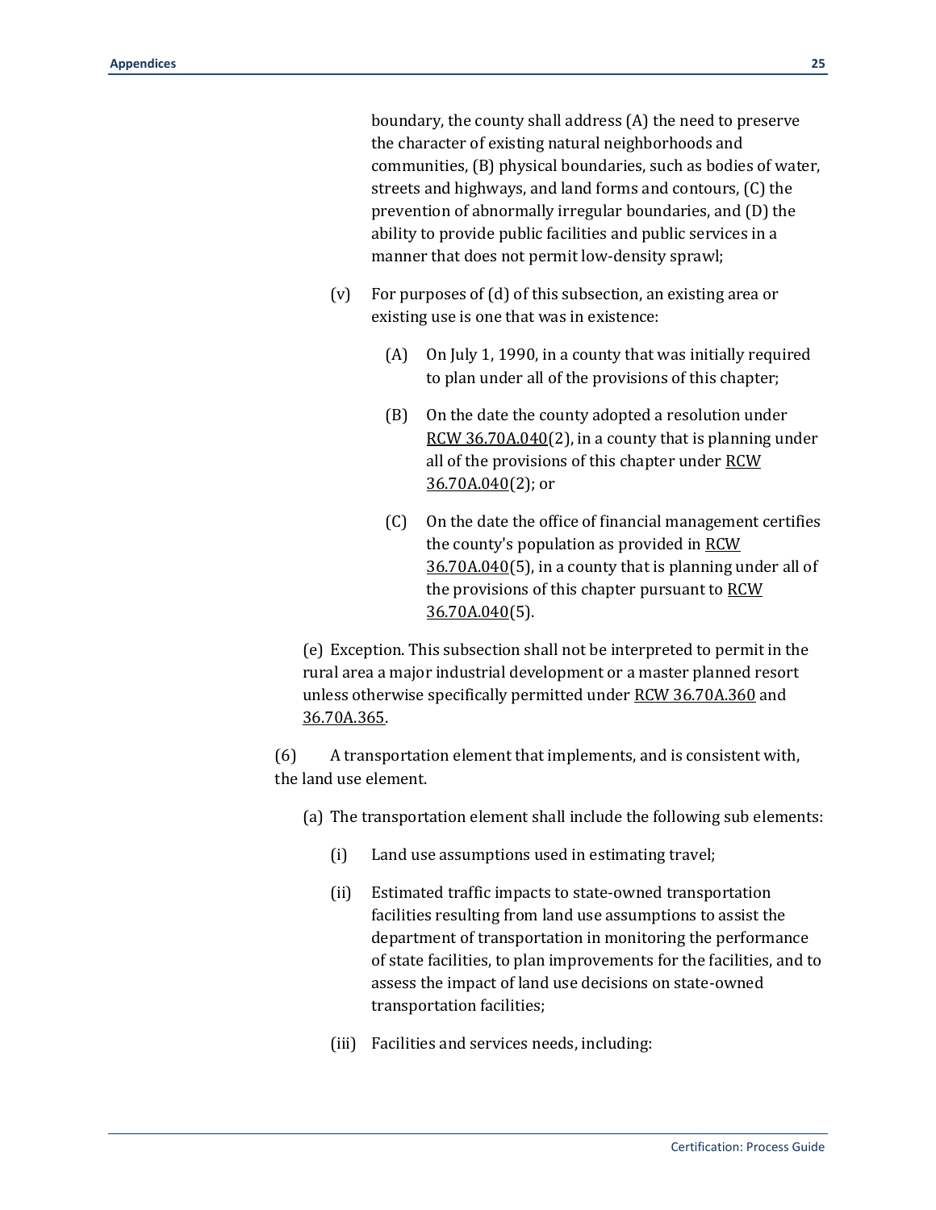boundary, the county shall address (A) the need to preserve the character of existing natural neighborhoods and communities, (B) physical boundaries, such as bodies of water, streets and highways, and land forms and contours, (C) the prevention of abnormally irregular boundaries, and (D) the ability to provide public facilities and public services in a manner that does not permit low-density sprawl;

(v) For purposes of (d) of this subsection, an existing area or existing use is one that was in existence:

(A) On July 1, 1990, in a county that was initially required to plan under all of the provisions of this chapter;

(B) On the date the county adopted a resolution under RCW 36.70A.040(2), in a county that is planning under all of the provisions of this chapter under RCW 36.70A.040(2); or

(C) On the date the office of financial management certifies the county's population as provided in RCW 36.70A.040(5), in a county that is planning under all of the provisions of this chapter pursuant to RCW 36.70A.040(5).

(e) Exception. This subsection shall not be interpreted to permit in the rural area a major industrial development or a master planned resort unless otherwise specifically permitted under RCW 36.70A.360 and 36.70A.365.

(6) A transportation element that implements, and is consistent with, the land use element.

(a) The transportation element shall include the following sub elements:

(i) Land use assumptions used in estimating travel;

(ii) Estimated traffic impacts to state-owned transportation facilities resulting from land use assumptions to assist the department of transportation in monitoring the performance of state facilities, to plan improvements for the facilities, and to assess the impact of land use decisions on state-owned transportation facilities;

(iii) Facilities and services needs, including: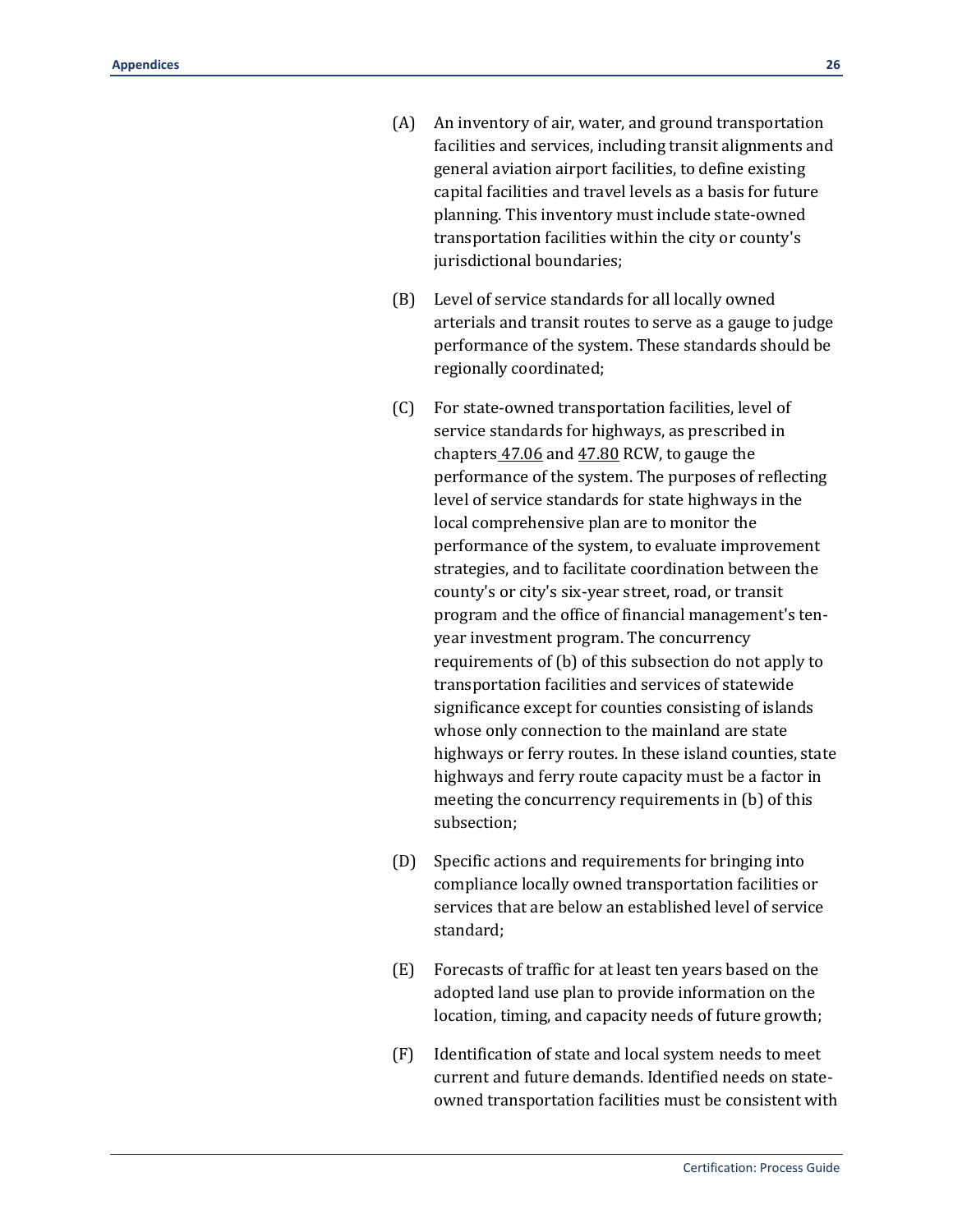(A) An inventory of air, water, and ground transportation facilities and services, including transit alignments and general aviation airport facilities, to define existing capital facilities and travel levels as a basis for future planning. This inventory must include state-owned transportation facilities within the city or county's jurisdictional boundaries;

(B) Level of service standards for all locally owned arterials and transit routes to serve as a gauge to judge performance of the system. These standards should be regionally coordinated;

(C) For state-owned transportation facilities, level of service standards for highways, as prescribed in chapters 47.06 and 47.80 RCW, to gauge the performance of the system. The purposes of reflecting level of service standards for state highways in the local comprehensive plan are to monitor the performance of the system, to evaluate improvement strategies, and to facilitate coordination between the county's or city's six-year street, road, or transit program and the office of financial management's ten-year investment program. The concurrency requirements of (b) of this subsection do not apply to transportation facilities and services of statewide significance except for counties consisting of islands whose only connection to the mainland are state highways or ferry routes. In these island counties, state highways and ferry route capacity must be a factor in meeting the concurrency requirements in (b) of this subsection;

(D) Specific actions and requirements for bringing into compliance locally owned transportation facilities or services that are below an established level of service standard;

(E) Forecasts of traffic for at least ten years based on the adopted land use plan to provide information on the location, timing, and capacity needs of future growth;

(F) Identification of state and local system needs to meet current and future demands. Identified needs on state-owned transportation facilities must be consistent with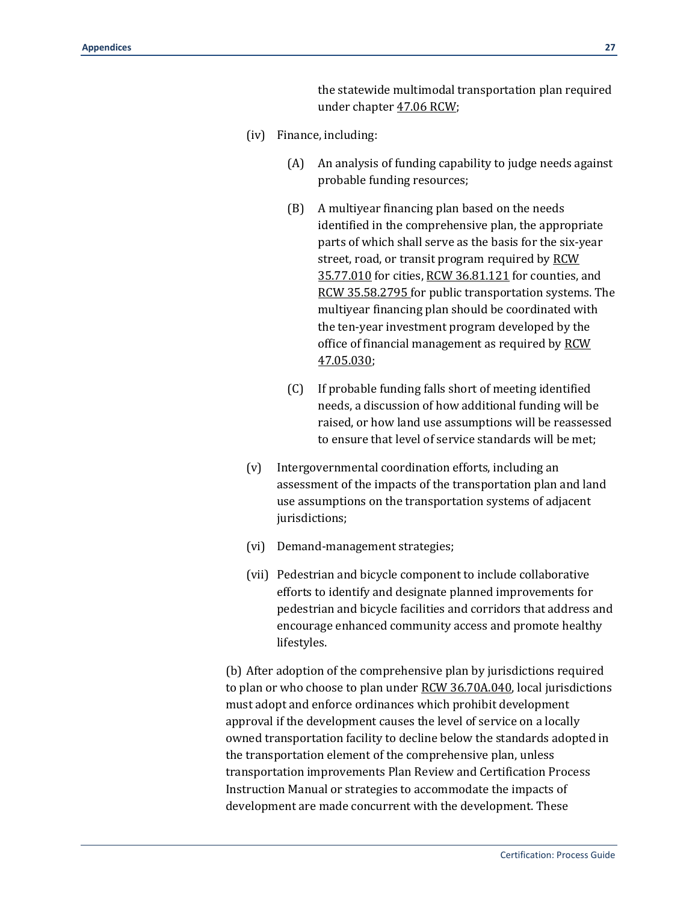the statewide multimodal transportation plan required under chapter 47.06 RCW;

(iv) Finance, including:

(A) An analysis of funding capability to judge needs against probable funding resources;

(B) A multiyear financing plan based on the needs identified in the comprehensive plan, the appropriate parts of which shall serve as the basis for the six-year street, road, or transit program required by RCW 35.77.010 for cities, RCW 36.81.121 for counties, and RCW 35.58.2795 for public transportation systems. The multiyear financing plan should be coordinated with the ten-year investment program developed by the office of financial management as required by RCW 47.05.030;

(C) If probable funding falls short of meeting identified needs, a discussion of how additional funding will be raised, or how land use assumptions will be reassessed to ensure that level of service standards will be met;

(v) Intergovernmental coordination efforts, including an assessment of the impacts of the transportation plan and land use assumptions on the transportation systems of adjacent jurisdictions;

(vi) Demand-management strategies;

(vii) Pedestrian and bicycle component to include collaborative efforts to identify and designate planned improvements for pedestrian and bicycle facilities and corridors that address and encourage enhanced community access and promote healthy lifestyles.

(b) After adoption of the comprehensive plan by jurisdictions required to plan or who choose to plan under RCW 36.70A.040, local jurisdictions must adopt and enforce ordinances which prohibit development approval if the development causes the level of service on a locally owned transportation facility to decline below the standards adopted in the transportation element of the comprehensive plan, unless transportation improvements Plan Review and Certification Process Instruction Manual or strategies to accommodate the impacts of development are made concurrent with the development. These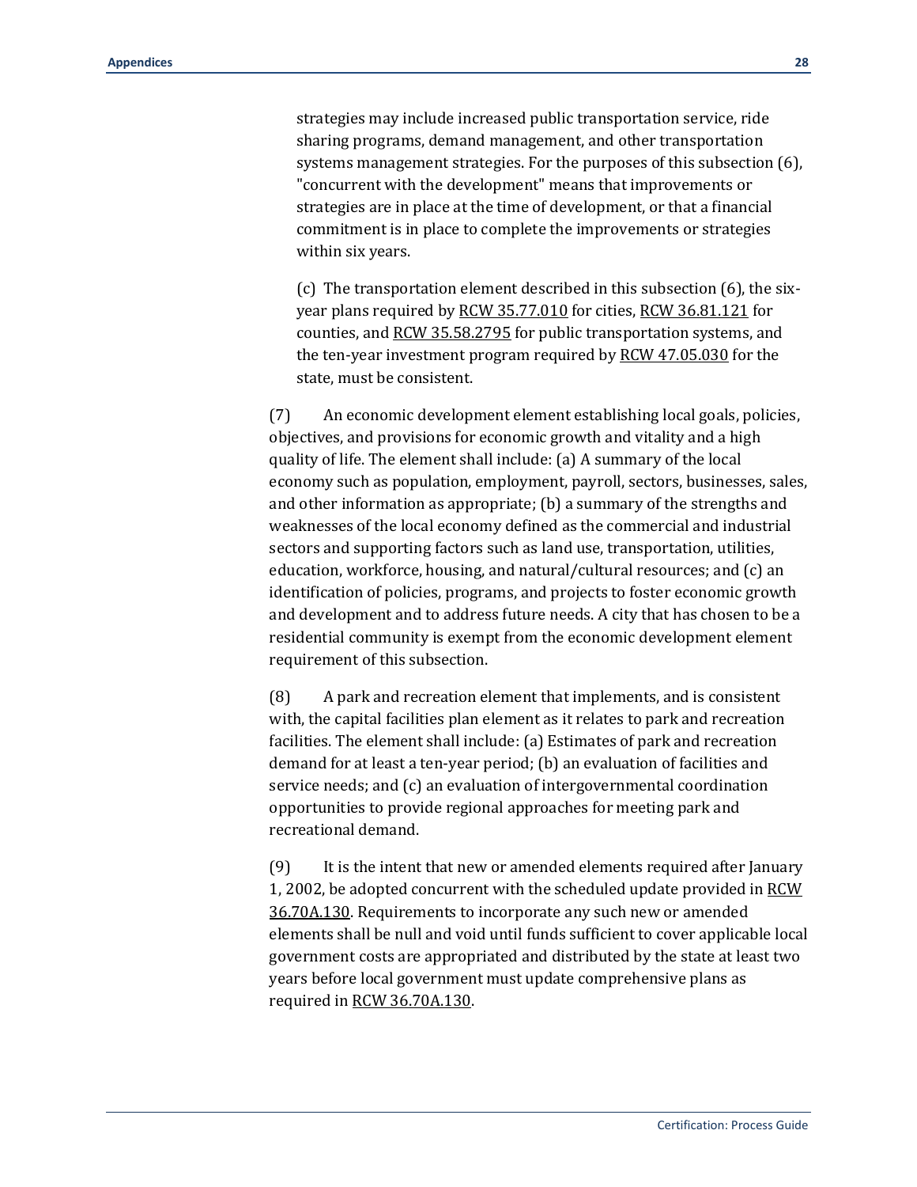strategies may include increased public transportation service, ride sharing programs, demand management, and other transportation systems management strategies. For the purposes of this subsection (6), "concurrent with the development" means that improvements or strategies are in place at the time of development, or that a financial commitment is in place to complete the improvements or strategies within six years.

(c) The transportation element described in this subsection (6), the six-year plans required by RCW 35.77.010 for cities, RCW 36.81.121 for counties, and RCW 35.58.2795 for public transportation systems, and the ten-year investment program required by RCW 47.05.030 for the state, must be consistent.

(7) An economic development element establishing local goals, policies, objectives, and provisions for economic growth and vitality and a high quality of life. The element shall include: (a) A summary of the local economy such as population, employment, payroll, sectors, businesses, sales, and other information as appropriate; (b) a summary of the strengths and weaknesses of the local economy defined as the commercial and industrial sectors and supporting factors such as land use, transportation, utilities, education, workforce, housing, and natural/cultural resources; and (c) an identification of policies, programs, and projects to foster economic growth and development and to address future needs. A city that has chosen to be a residential community is exempt from the economic development element requirement of this subsection.

(8) A park and recreation element that implements, and is consistent with, the capital facilities plan element as it relates to park and recreation facilities. The element shall include: (a) Estimates of park and recreation demand for at least a ten-year period; (b) an evaluation of facilities and service needs; and (c) an evaluation of intergovernmental coordination opportunities to provide regional approaches for meeting park and recreational demand.

(9) It is the intent that new or amended elements required after January 1, 2002, be adopted concurrent with the scheduled update provided in RCW 36.70A.130. Requirements to incorporate any such new or amended elements shall be null and void until funds sufficient to cover applicable local government costs are appropriated and distributed by the state at least two years before local government must update comprehensive plans as required in RCW 36.70A.130.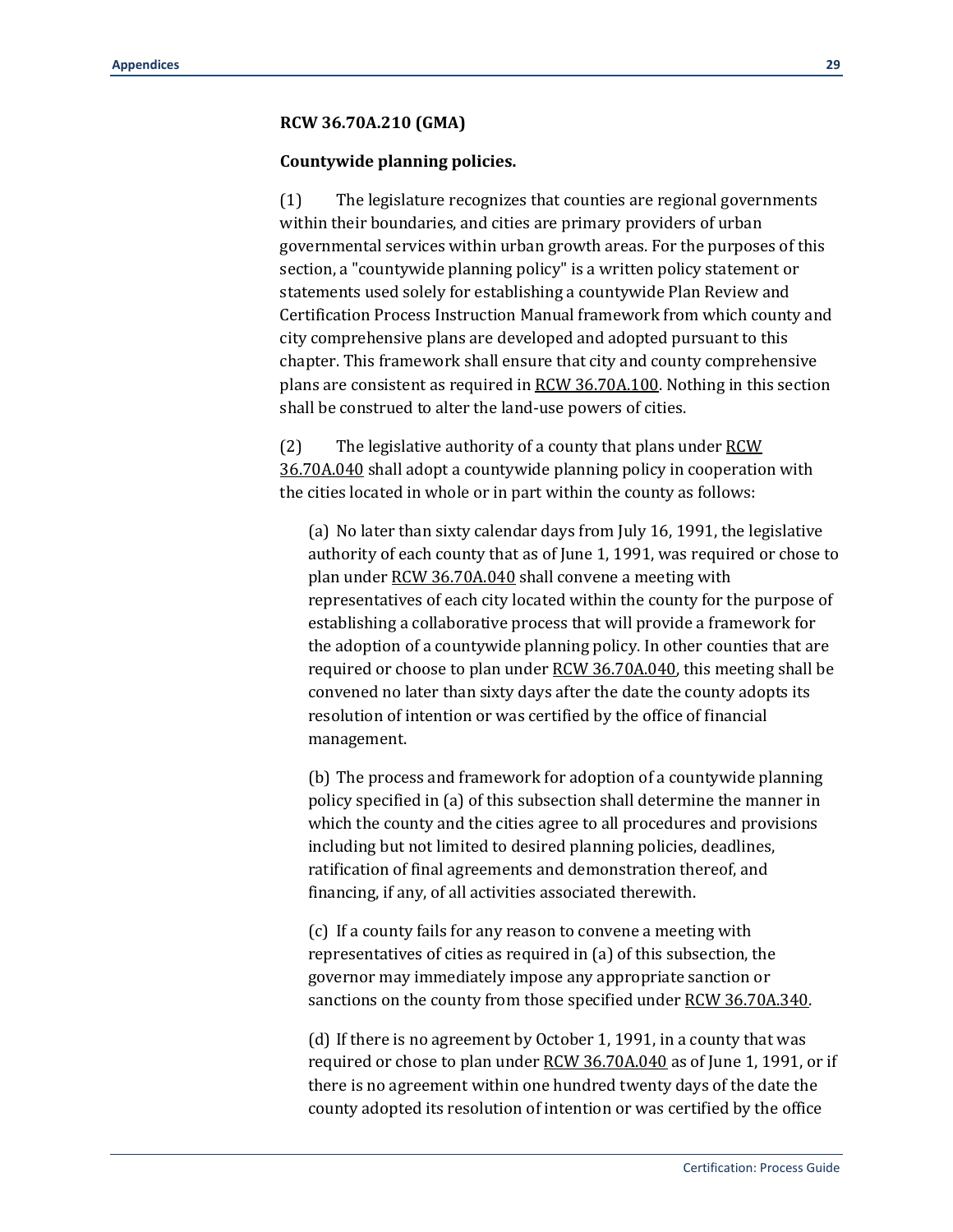**RCW 36.70A.210 (GMA)**

**Countywide planning policies.**

(1) The legislature recognizes that counties are regional governments within their boundaries, and cities are primary providers of urban governmental services within urban growth areas. For the purposes of this section, a "countywide planning policy" is a written policy statement or statements used solely for establishing a countywide Plan Review and Certification Process Instruction Manual framework from which county and city comprehensive plans are developed and adopted pursuant to this chapter. This framework shall ensure that city and county comprehensive plans are consistent as required in RCW 36.70A.100. Nothing in this section shall be construed to alter the land-use powers of cities.

(2) The legislative authority of a county that plans under RCW 36.70A.040 shall adopt a countywide planning policy in cooperation with the cities located in whole or in part within the county as follows:

(a) No later than sixty calendar days from July 16, 1991, the legislative authority of each county that as of June 1, 1991, was required or chose to plan under RCW 36.70A.040 shall convene a meeting with representatives of each city located within the county for the purpose of establishing a collaborative process that will provide a framework for the adoption of a countywide planning policy. In other counties that are required or choose to plan under RCW 36.70A.040, this meeting shall be convened no later than sixty days after the date the county adopts its resolution of intention or was certified by the office of financial management.

(b) The process and framework for adoption of a countywide planning policy specified in (a) of this subsection shall determine the manner in which the county and the cities agree to all procedures and provisions including but not limited to desired planning policies, deadlines, ratification of final agreements and demonstration thereof, and financing, if any, of all activities associated therewith.

(c) If a county fails for any reason to convene a meeting with representatives of cities as required in (a) of this subsection, the governor may immediately impose any appropriate sanction or sanctions on the county from those specified under RCW 36.70A.340.

(d) If there is no agreement by October 1, 1991, in a county that was required or chose to plan under RCW 36.70A.040 as of June 1, 1991, or if there is no agreement within one hundred twenty days of the date the county adopted its resolution of intention or was certified by the office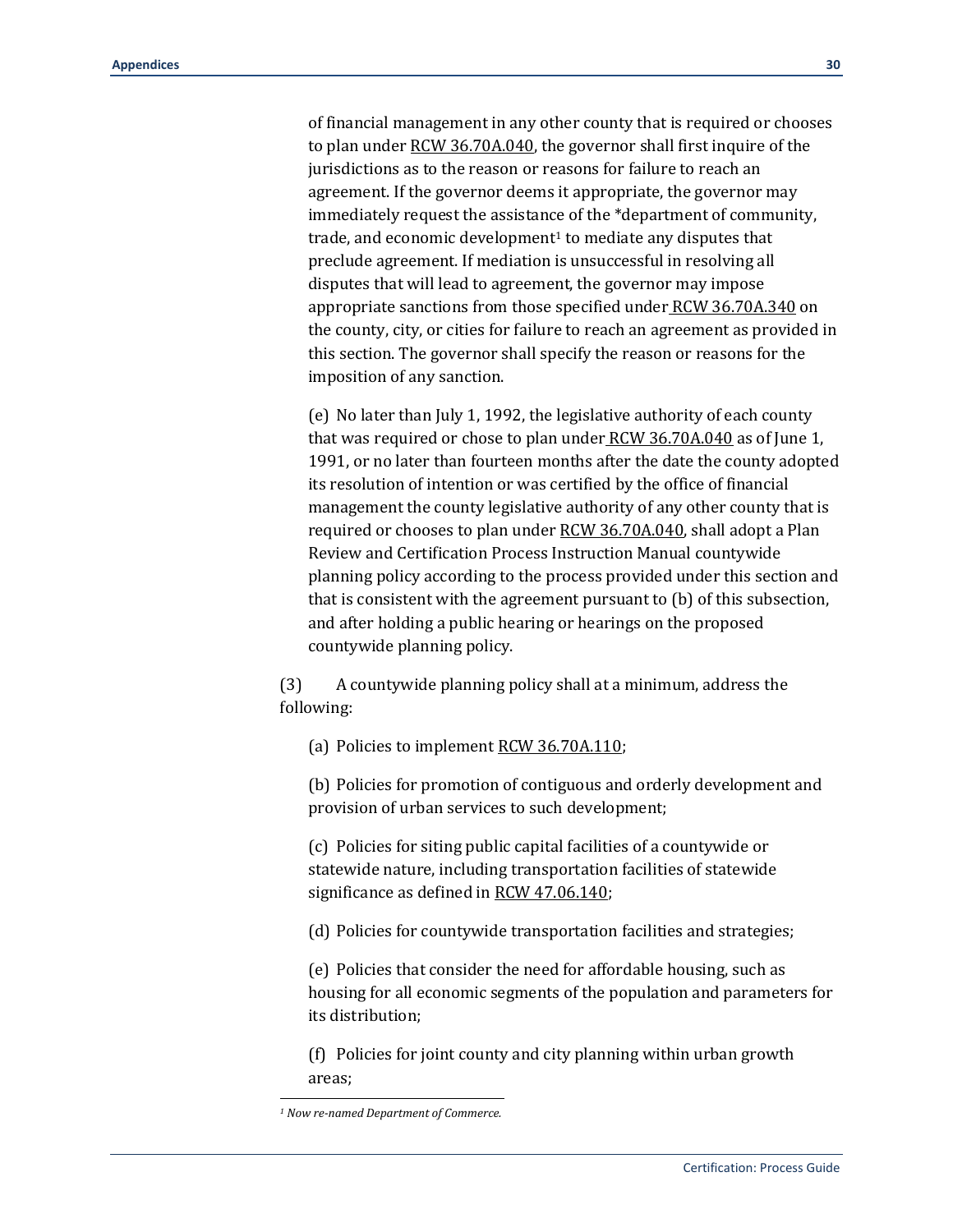of financial management in any other county that is required or chooses to plan under RCW 36.70A.040, the governor shall first inquire of the jurisdictions as to the reason or reasons for failure to reach an agreement. If the governor deems it appropriate, the governor may immediately request the assistance of the *department of community, trade, and economic development[1] to mediate any disputes that preclude agreement. If mediation is unsuccessful in resolving all disputes that will lead to agreement, the governor may impose appropriate sanctions from those specified under RCW 36.70A.340 on the county, city, or cities for failure to reach an agreement as provided in this section. The governor shall specify the reason or reasons for the imposition of any sanction.

(e) No later than July 1, 1992, the legislative authority of each county that was required or chose to plan under RCW 36.70A.040 as of June 1, 1991, or no later than fourteen months after the date the county adopted its resolution of intention or was certified by the office of financial management the county legislative authority of any other county that is required or chooses to plan under RCW 36.70A.040, shall adopt a Plan Review and Certification Process Instruction Manual countywide planning policy according to the process provided under this section and that is consistent with the agreement pursuant to (b) of this subsection, and after holding a public hearing or hearings on the proposed countywide planning policy.

(3) A countywide planning policy shall at a minimum, address the following:

(a) Policies to implement RCW 36.70A.110;

(b) Policies for promotion of contiguous and orderly development and provision of urban services to such development;

(c) Policies for siting public capital facilities of a countywide or statewide nature, including transportation facilities of statewide significance as defined in RCW 47.06.140;

(d) Policies for countywide transportation facilities and strategies;

(e) Policies that consider the need for affordable housing, such as housing for all economic segments of the population and parameters for its distribution;

(f) Policies for joint county and city planning within urban growth areas;

---

*[1] Now re-named Department of Commerce.*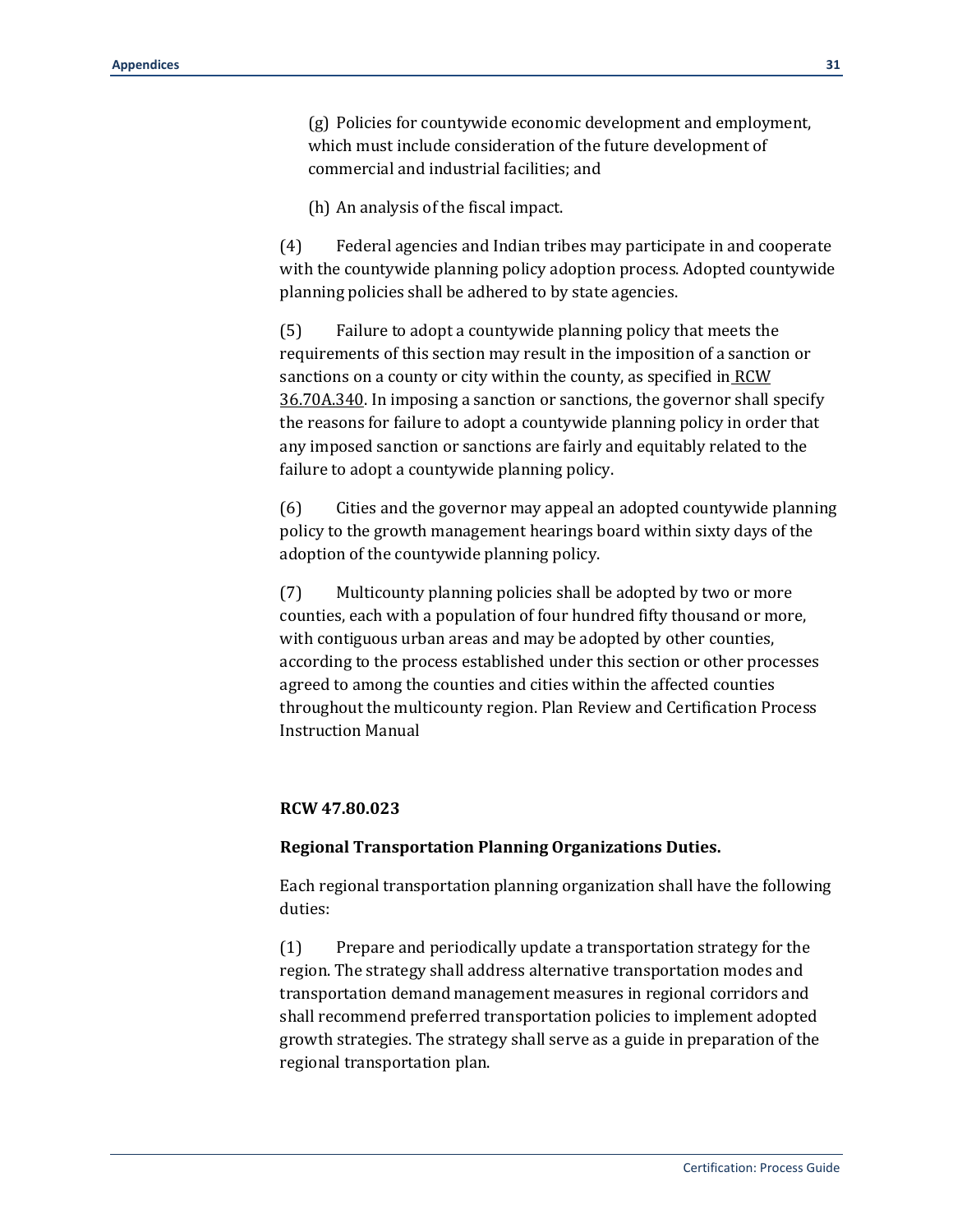(g) Policies for countywide economic development and employment, which must include consideration of the future development of commercial and industrial facilities; and

(h) An analysis of the fiscal impact.

(4) Federal agencies and Indian tribes may participate in and cooperate with the countywide planning policy adoption process. Adopted countywide planning policies shall be adhered to by state agencies.

(5) Failure to adopt a countywide planning policy that meets the requirements of this section may result in the imposition of a sanction or sanctions on a county or city within the county, as specified in RCW 36.70A.340. In imposing a sanction or sanctions, the governor shall specify the reasons for failure to adopt a countywide planning policy in order that any imposed sanction or sanctions are fairly and equitably related to the failure to adopt a countywide planning policy.

(6) Cities and the governor may appeal an adopted countywide planning policy to the growth management hearings board within sixty days of the adoption of the countywide planning policy.

(7) Multicounty planning policies shall be adopted by two or more counties, each with a population of four hundred fifty thousand or more, with contiguous urban areas and may be adopted by other counties, according to the process established under this section or other processes agreed to among the counties and cities within the affected counties throughout the multicounty region. Plan Review and Certification Process Instruction Manual

**RCW 47.80.023**

**Regional Transportation Planning Organizations Duties.**

Each regional transportation planning organization shall have the following duties:

(1) Prepare and periodically update a transportation strategy for the region. The strategy shall address alternative transportation modes and transportation demand management measures in regional corridors and shall recommend preferred transportation policies to implement adopted growth strategies. The strategy shall serve as a guide in preparation of the regional transportation plan.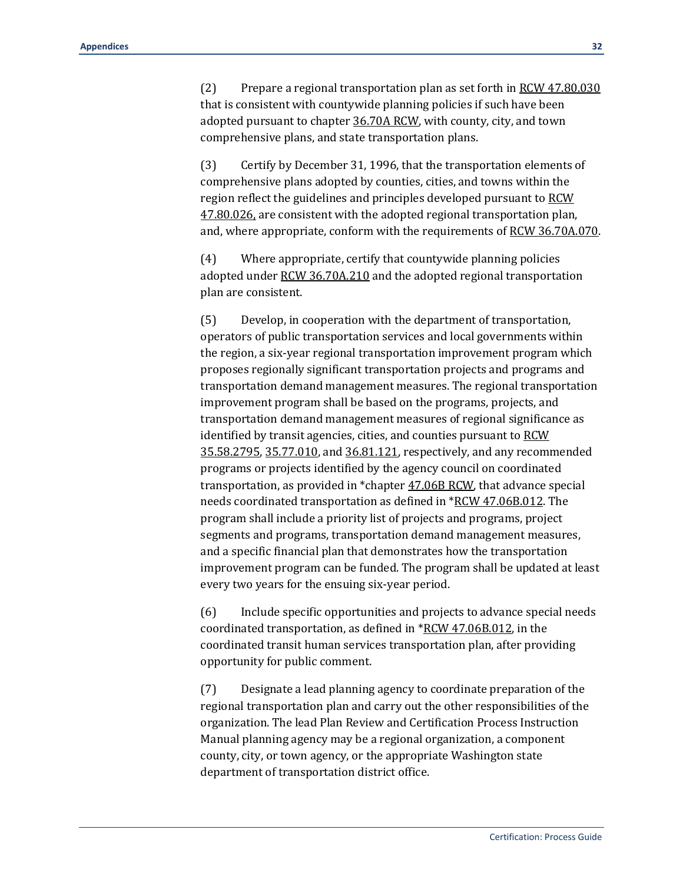(2) Prepare a regional transportation plan as set forth in RCW 47.80.030 that is consistent with countywide planning policies if such have been adopted pursuant to chapter 36.70A RCW, with county, city, and town comprehensive plans, and state transportation plans.

(3) Certify by December 31, 1996, that the transportation elements of comprehensive plans adopted by counties, cities, and towns within the region reflect the guidelines and principles developed pursuant to RCW 47.80.026, are consistent with the adopted regional transportation plan, and, where appropriate, conform with the requirements of RCW 36.70A.070.

(4) Where appropriate, certify that countywide planning policies adopted under RCW 36.70A.210 and the adopted regional transportation plan are consistent.

(5) Develop, in cooperation with the department of transportation, operators of public transportation services and local governments within the region, a six-year regional transportation improvement program which proposes regionally significant transportation projects and programs and transportation demand management measures. The regional transportation improvement program shall be based on the programs, projects, and transportation demand management measures of regional significance as identified by transit agencies, cities, and counties pursuant to RCW 35.58.2795, 35.77.010, and 36.81.121, respectively, and any recommended programs or projects identified by the agency council on coordinated transportation, as provided in *chapter 47.06B RCW, that advance special needs coordinated transportation as defined in *RCW 47.06B.012. The program shall include a priority list of projects and programs, project segments and programs, transportation demand management measures, and a specific financial plan that demonstrates how the transportation improvement program can be funded. The program shall be updated at least every two years for the ensuing six-year period.

(6) Include specific opportunities and projects to advance special needs coordinated transportation, as defined in *RCW 47.06B.012, in the coordinated transit human services transportation plan, after providing opportunity for public comment.

(7) Designate a lead planning agency to coordinate preparation of the regional transportation plan and carry out the other responsibilities of the organization. The lead Plan Review and Certification Process Instruction Manual planning agency may be a regional organization, a component county, city, or town agency, or the appropriate Washington state department of transportation district office.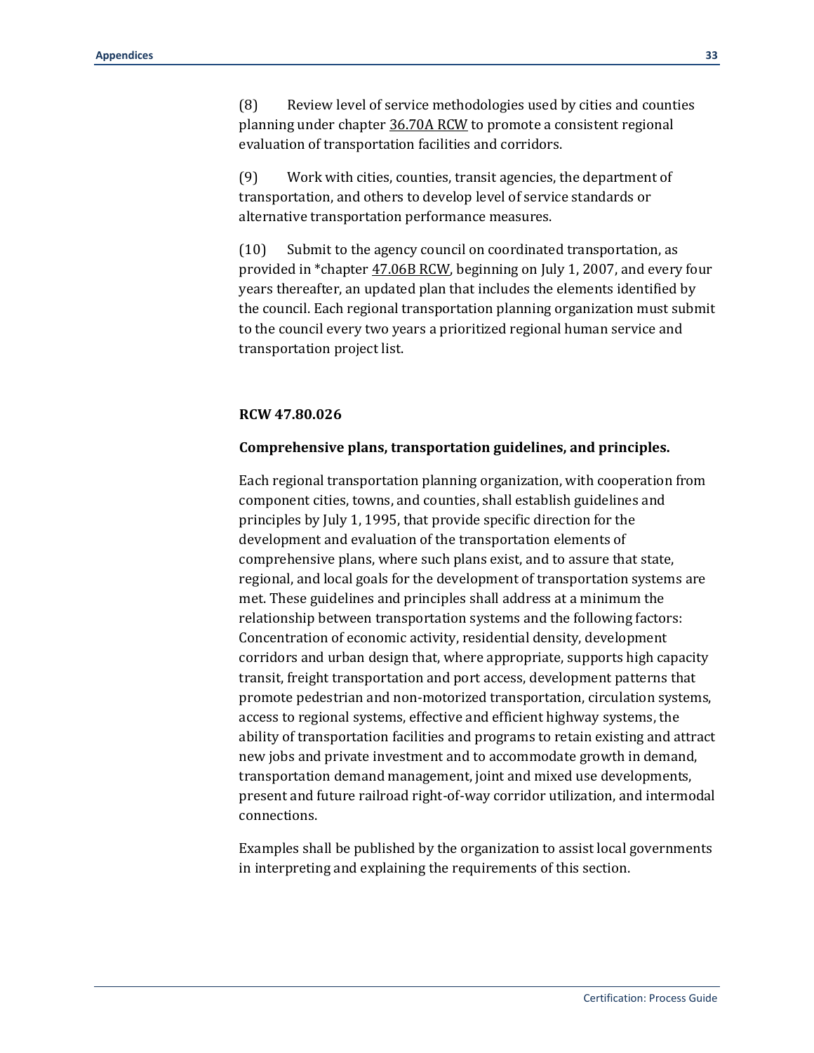(8) Review level of service methodologies used by cities and counties planning under chapter 36.70A RCW to promote a consistent regional evaluation of transportation facilities and corridors.

(9) Work with cities, counties, transit agencies, the department of transportation, and others to develop level of service standards or alternative transportation performance measures.

(10) Submit to the agency council on coordinated transportation, as provided in *chapter 47.06B RCW, beginning on July 1, 2007, and every four years thereafter, an updated plan that includes the elements identified by the council. Each regional transportation planning organization must submit to the council every two years a prioritized regional human service and transportation project list.

**RCW 47.80.026**

**Comprehensive plans, transportation guidelines, and principles.**

Each regional transportation planning organization, with cooperation from component cities, towns, and counties, shall establish guidelines and principles by July 1, 1995, that provide specific direction for the development and evaluation of the transportation elements of comprehensive plans, where such plans exist, and to assure that state, regional, and local goals for the development of transportation systems are met. These guidelines and principles shall address at a minimum the relationship between transportation systems and the following factors: Concentration of economic activity, residential density, development corridors and urban design that, where appropriate, supports high capacity transit, freight transportation and port access, development patterns that promote pedestrian and non-motorized transportation, circulation systems, access to regional systems, effective and efficient highway systems, the ability of transportation facilities and programs to retain existing and attract new jobs and private investment and to accommodate growth in demand, transportation demand management, joint and mixed use developments, present and future railroad right-of-way corridor utilization, and intermodal connections.

Examples shall be published by the organization to assist local governments in interpreting and explaining the requirements of this section.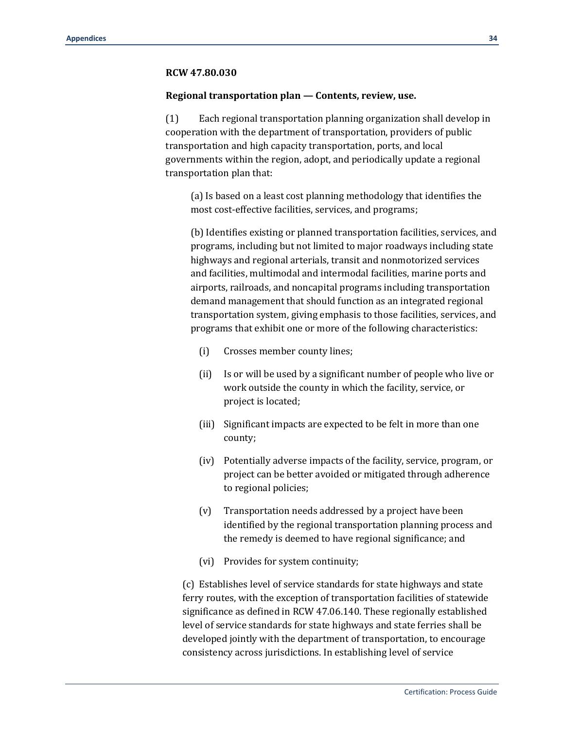**RCW 47.80.030**

**Regional transportation plan — Contents, review, use.**

(1) Each regional transportation planning organization shall develop in cooperation with the department of transportation, providers of public transportation and high capacity transportation, ports, and local governments within the region, adopt, and periodically update a regional transportation plan that:

(a) Is based on a least cost planning methodology that identifies the most cost-effective facilities, services, and programs;

(b) Identifies existing or planned transportation facilities, services, and programs, including but not limited to major roadways including state highways and regional arterials, transit and nonmotorized services and facilities, multimodal and intermodal facilities, marine ports and airports, railroads, and noncapital programs including transportation demand management that should function as an integrated regional transportation system, giving emphasis to those facilities, services, and programs that exhibit one or more of the following characteristics:

(i) Crosses member county lines;

(ii) Is or will be used by a significant number of people who live or work outside the county in which the facility, service, or project is located;

(iii) Significant impacts are expected to be felt in more than one county;

(iv) Potentially adverse impacts of the facility, service, program, or project can be better avoided or mitigated through adherence to regional policies;

(v) Transportation needs addressed by a project have been identified by the regional transportation planning process and the remedy is deemed to have regional significance; and

(vi) Provides for system continuity;

(c) Establishes level of service standards for state highways and state ferry routes, with the exception of transportation facilities of statewide significance as defined in RCW 47.06.140. These regionally established level of service standards for state highways and state ferries shall be developed jointly with the department of transportation, to encourage consistency across jurisdictions. In establishing level of service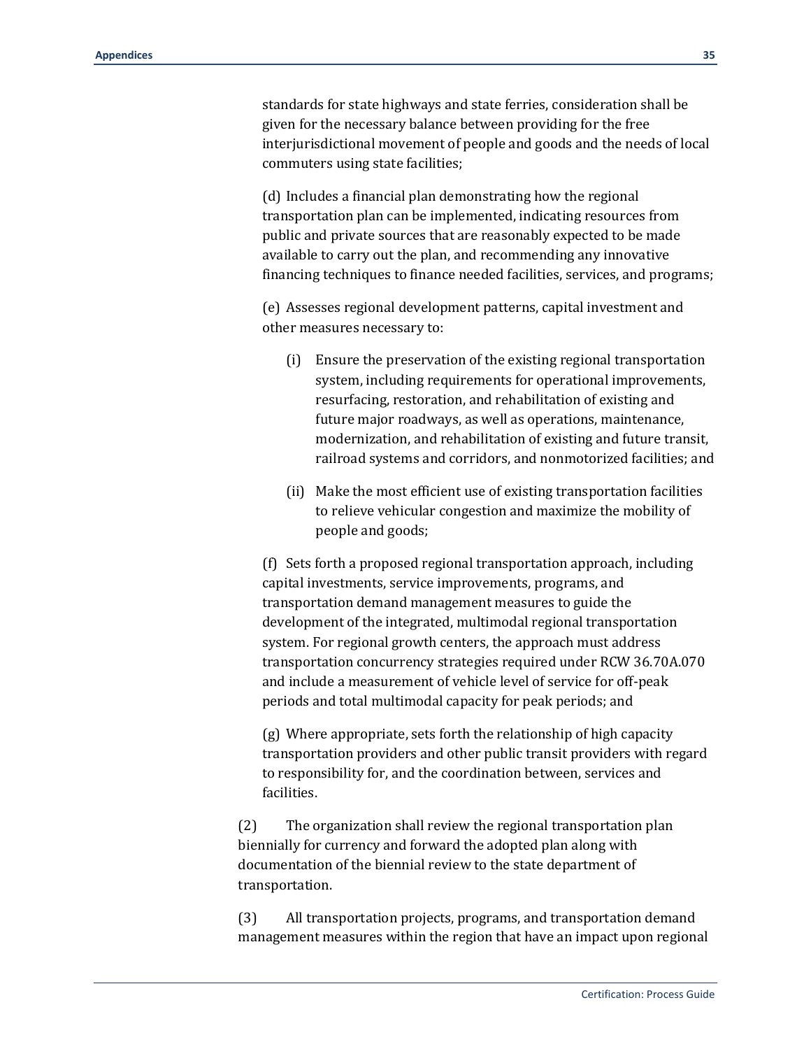standards for state highways and state ferries, consideration shall be given for the necessary balance between providing for the free interjurisdictional movement of people and goods and the needs of local commuters using state facilities;

(d) Includes a financial plan demonstrating how the regional transportation plan can be implemented, indicating resources from public and private sources that are reasonably expected to be made available to carry out the plan, and recommending any innovative financing techniques to finance needed facilities, services, and programs;

(e) Assesses regional development patterns, capital investment and other measures necessary to:

- (i) Ensure the preservation of the existing regional transportation system, including requirements for operational improvements, resurfacing, restoration, and rehabilitation of existing and future major roadways, as well as operations, maintenance, modernization, and rehabilitation of existing and future transit, railroad systems and corridors, and nonmotorized facilities; and
- (ii) Make the most efficient use of existing transportation facilities to relieve vehicular congestion and maximize the mobility of people and goods;

(f) Sets forth a proposed regional transportation approach, including capital investments, service improvements, programs, and transportation demand management measures to guide the development of the integrated, multimodal regional transportation system. For regional growth centers, the approach must address transportation concurrency strategies required under RCW 36.70A.070 and include a measurement of vehicle level of service for off-peak periods and total multimodal capacity for peak periods; and

(g) Where appropriate, sets forth the relationship of high capacity transportation providers and other public transit providers with regard to responsibility for, and the coordination between, services and facilities.

(2) The organization shall review the regional transportation plan biennially for currency and forward the adopted plan along with documentation of the biennial review to the state department of transportation.

(3) All transportation projects, programs, and transportation demand management measures within the region that have an impact upon regional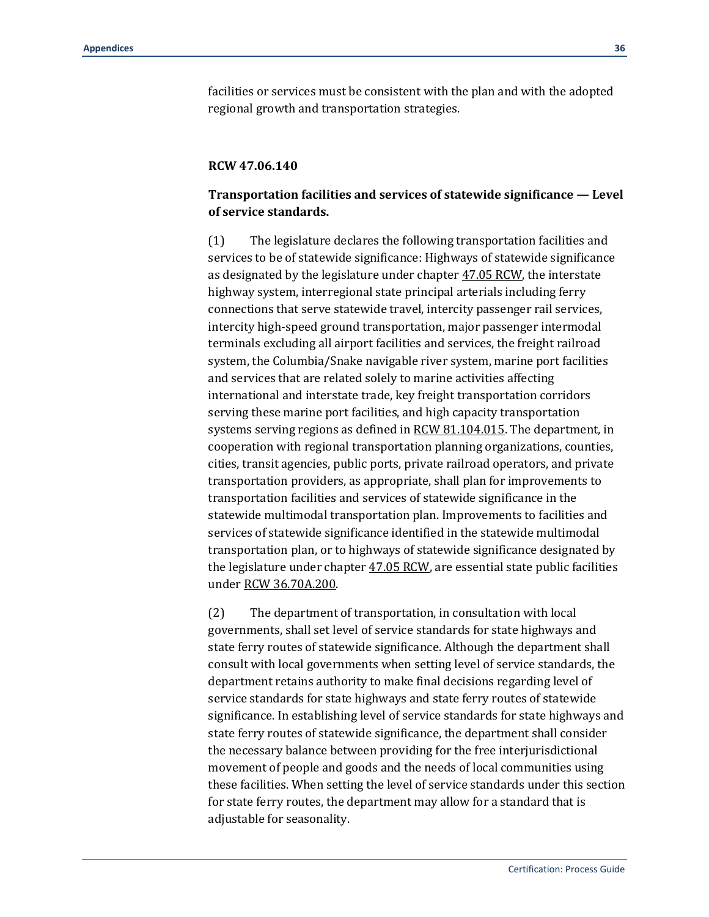facilities or services must be consistent with the plan and with the adopted regional growth and transportation strategies.

**RCW 47.06.140**

**Transportation facilities and services of statewide significance — Level of service standards.**

(1) The legislature declares the following transportation facilities and services to be of statewide significance: Highways of statewide significance as designated by the legislature under chapter 47.05 RCW, the interstate highway system, interregional state principal arterials including ferry connections that serve statewide travel, intercity passenger rail services, intercity high-speed ground transportation, major passenger intermodal terminals excluding all airport facilities and services, the freight railroad system, the Columbia/Snake navigable river system, marine port facilities and services that are related solely to marine activities affecting international and interstate trade, key freight transportation corridors serving these marine port facilities, and high capacity transportation systems serving regions as defined in RCW 81.104.015. The department, in cooperation with regional transportation planning organizations, counties, cities, transit agencies, public ports, private railroad operators, and private transportation providers, as appropriate, shall plan for improvements to transportation facilities and services of statewide significance in the statewide multimodal transportation plan. Improvements to facilities and services of statewide significance identified in the statewide multimodal transportation plan, or to highways of statewide significance designated by the legislature under chapter 47.05 RCW, are essential state public facilities under RCW 36.70A.200.

(2) The department of transportation, in consultation with local governments, shall set level of service standards for state highways and state ferry routes of statewide significance. Although the department shall consult with local governments when setting level of service standards, the department retains authority to make final decisions regarding level of service standards for state highways and state ferry routes of statewide significance. In establishing level of service standards for state highways and state ferry routes of statewide significance, the department shall consider the necessary balance between providing for the free interjurisdictional movement of people and goods and the needs of local communities using these facilities. When setting the level of service standards under this section for state ferry routes, the department may allow for a standard that is adjustable for seasonality.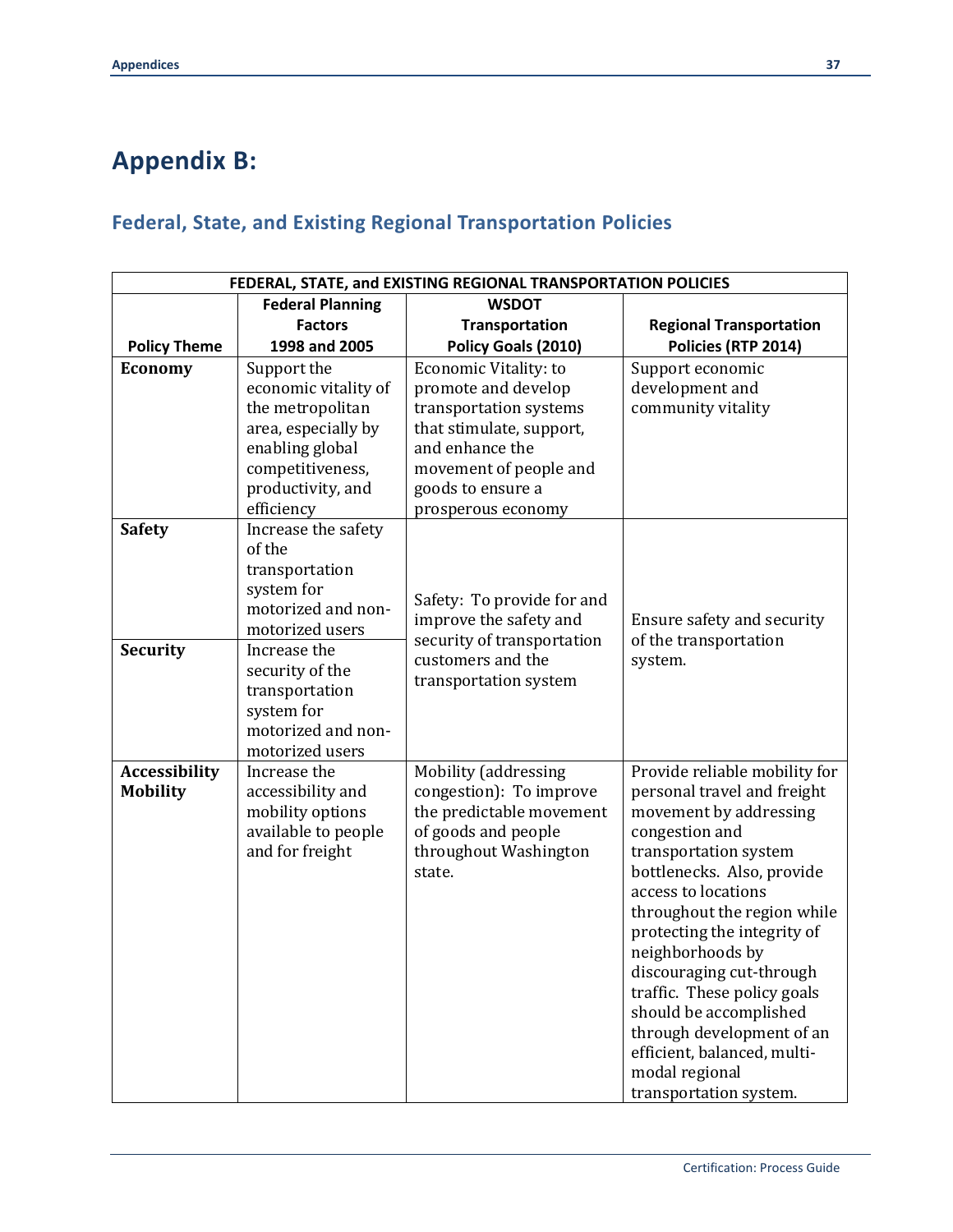# Appendix B:

## Federal, State, and Existing Regional Transportation Policies

| FEDERAL, STATE, and EXISTING REGIONAL TRANSPORTATION POLICIES | | | |
|---|---|---|---|
| **Policy Theme** | **Federal Planning Factors 1998 and 2005** | **WSDOT Transportation Policy Goals (2010)** | **Regional Transportation Policies (RTP 2014)** |
| **Economy** | Support the economic vitality of the metropolitan area, especially by enabling global competitiveness, productivity, and efficiency | Economic Vitality: to promote and develop transportation systems that stimulate, support, and enhance the movement of people and goods to ensure a prosperous economy | Support economic development and community vitality |
| **Safety** | Increase the safety of the transportation system for motorized and non-motorized users | Safety: To provide for and improve the safety and security of transportation customers and the transportation system | Ensure safety and security of the transportation system. |
| **Security** | Increase the security of the transportation system for motorized and non-motorized users | | |
| **Accessibility Mobility** | Increase the accessibility and mobility options available to people and for freight | Mobility (addressing congestion): To improve the predictable movement of goods and people throughout Washington state. | Provide reliable mobility for personal travel and freight movement by addressing congestion and transportation system bottlenecks. Also, provide access to locations throughout the region while protecting the integrity of neighborhoods by discouraging cut-through traffic. These policy goals should be accomplished through development of an efficient, balanced, multi-modal regional transportation system. |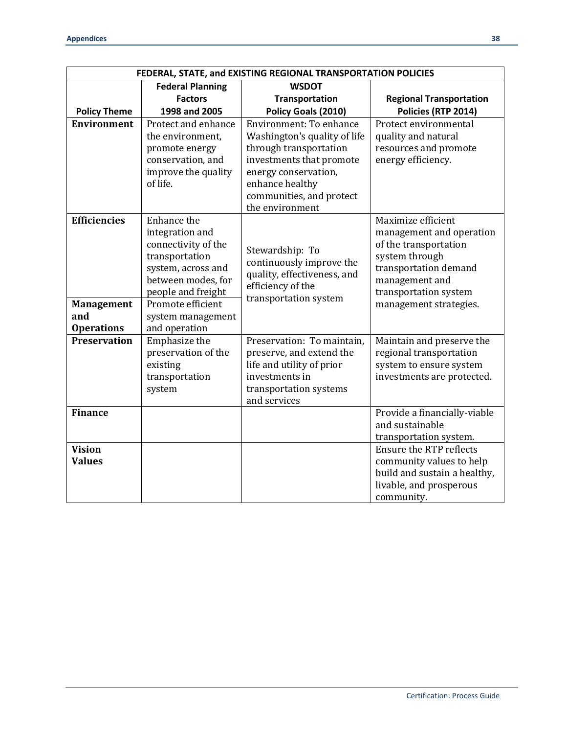| FEDERAL, STATE, and EXISTING REGIONAL TRANSPORTATION POLICIES | | | |
|---|---|---|---|
| **Policy Theme** | **Federal Planning Factors 1998 and 2005** | **WSDOT Transportation Policy Goals (2010)** | **Regional Transportation Policies (RTP 2014)** |
| **Environment** | Protect and enhance the environment, promote energy conservation, and improve the quality of life. | Environment: To enhance Washington's quality of life through transportation investments that promote energy conservation, enhance healthy communities, and protect the environment | Protect environmental quality and natural resources and promote energy efficiency. |
| **Efficiencies** | Enhance the integration and connectivity of the transportation system, across and between modes, for people and freight | Stewardship: To continuously improve the quality, effectiveness, and efficiency of the transportation system | Maximize efficient management and operation of the transportation system through transportation demand management and transportation system management strategies. |
| **Management and Operations** | Promote efficient system management and operation | | |
| **Preservation** | Emphasize the preservation of the existing transportation system | Preservation: To maintain, preserve, and extend the life and utility of prior investments in transportation systems and services | Maintain and preserve the regional transportation system to ensure system investments are protected. |
| **Finance** | | | Provide a financially-viable and sustainable transportation system. |
| **Vision Values** | | | Ensure the RTP reflects community values to help build and sustain a healthy, livable, and prosperous community. |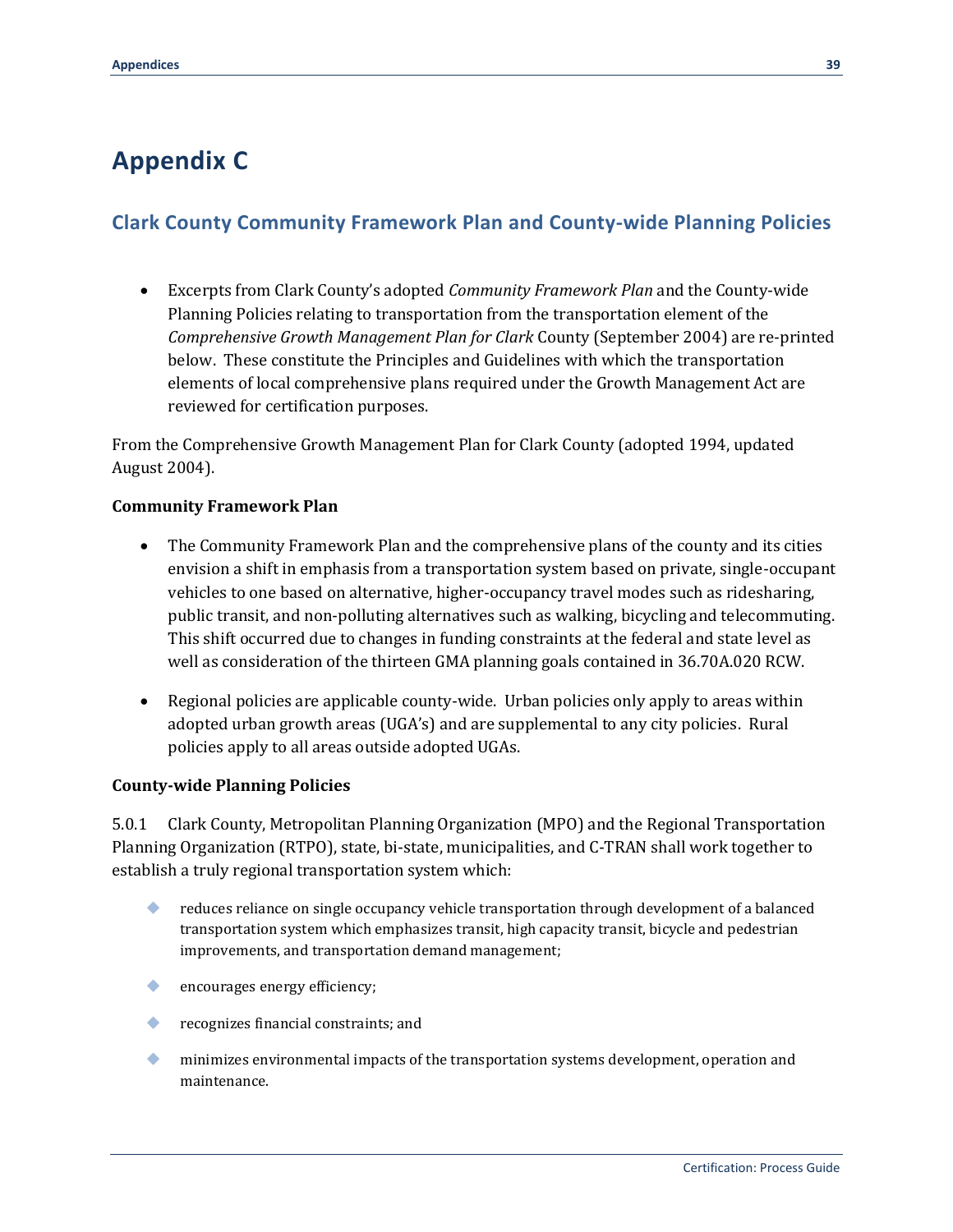# Appendix C

## Clark County Community Framework Plan and County-wide Planning Policies

- Excerpts from Clark County's adopted *Community Framework Plan* and the County-wide Planning Policies relating to transportation from the transportation element of the *Comprehensive Growth Management Plan for Clark* County (September 2004) are re-printed below. These constitute the Principles and Guidelines with which the transportation elements of local comprehensive plans required under the Growth Management Act are reviewed for certification purposes.

From the Comprehensive Growth Management Plan for Clark County (adopted 1994, updated August 2004).

**Community Framework Plan**

- The Community Framework Plan and the comprehensive plans of the county and its cities envision a shift in emphasis from a transportation system based on private, single-occupant vehicles to one based on alternative, higher-occupancy travel modes such as ridesharing, public transit, and non-polluting alternatives such as walking, bicycling and telecommuting. This shift occurred due to changes in funding constraints at the federal and state level as well as consideration of the thirteen GMA planning goals contained in 36.70A.020 RCW.

- Regional policies are applicable county-wide. Urban policies only apply to areas within adopted urban growth areas (UGA's) and are supplemental to any city policies. Rural policies apply to all areas outside adopted UGAs.

**County-wide Planning Policies**

5.0.1 Clark County, Metropolitan Planning Organization (MPO) and the Regional Transportation Planning Organization (RTPO), state, bi-state, municipalities, and C-TRAN shall work together to establish a truly regional transportation system which:

- reduces reliance on single occupancy vehicle transportation through development of a balanced transportation system which emphasizes transit, high capacity transit, bicycle and pedestrian improvements, and transportation demand management;
- encourages energy efficiency;
- recognizes financial constraints; and
- minimizes environmental impacts of the transportation systems development, operation and maintenance.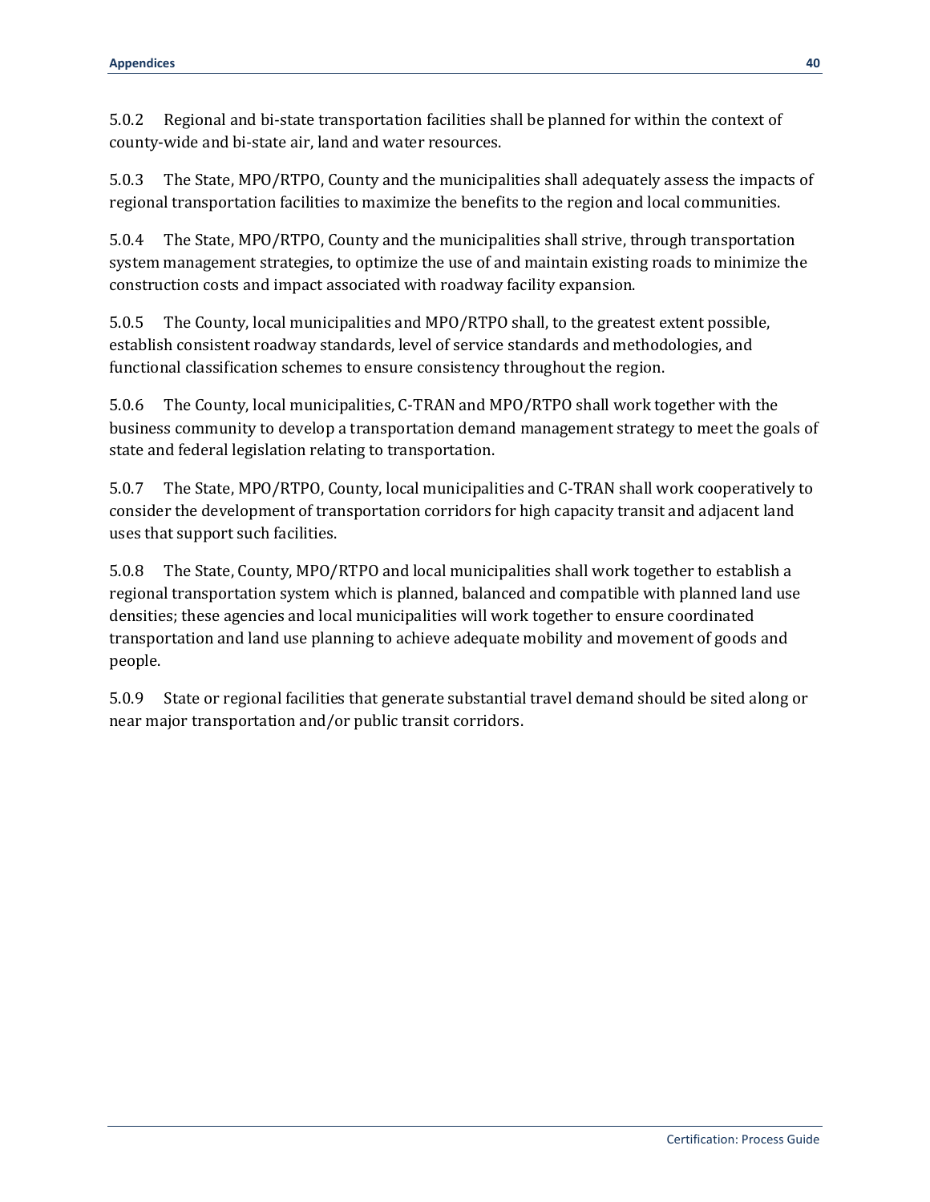5.0.2 Regional and bi-state transportation facilities shall be planned for within the context of county-wide and bi-state air, land and water resources.

5.0.3 The State, MPO/RTPO, County and the municipalities shall adequately assess the impacts of regional transportation facilities to maximize the benefits to the region and local communities.

5.0.4 The State, MPO/RTPO, County and the municipalities shall strive, through transportation system management strategies, to optimize the use of and maintain existing roads to minimize the construction costs and impact associated with roadway facility expansion.

5.0.5 The County, local municipalities and MPO/RTPO shall, to the greatest extent possible, establish consistent roadway standards, level of service standards and methodologies, and functional classification schemes to ensure consistency throughout the region.

5.0.6 The County, local municipalities, C-TRAN and MPO/RTPO shall work together with the business community to develop a transportation demand management strategy to meet the goals of state and federal legislation relating to transportation.

5.0.7 The State, MPO/RTPO, County, local municipalities and C-TRAN shall work cooperatively to consider the development of transportation corridors for high capacity transit and adjacent land uses that support such facilities.

5.0.8 The State, County, MPO/RTPO and local municipalities shall work together to establish a regional transportation system which is planned, balanced and compatible with planned land use densities; these agencies and local municipalities will work together to ensure coordinated transportation and land use planning to achieve adequate mobility and movement of goods and people.

5.0.9 State or regional facilities that generate substantial travel demand should be sited along or near major transportation and/or public transit corridors.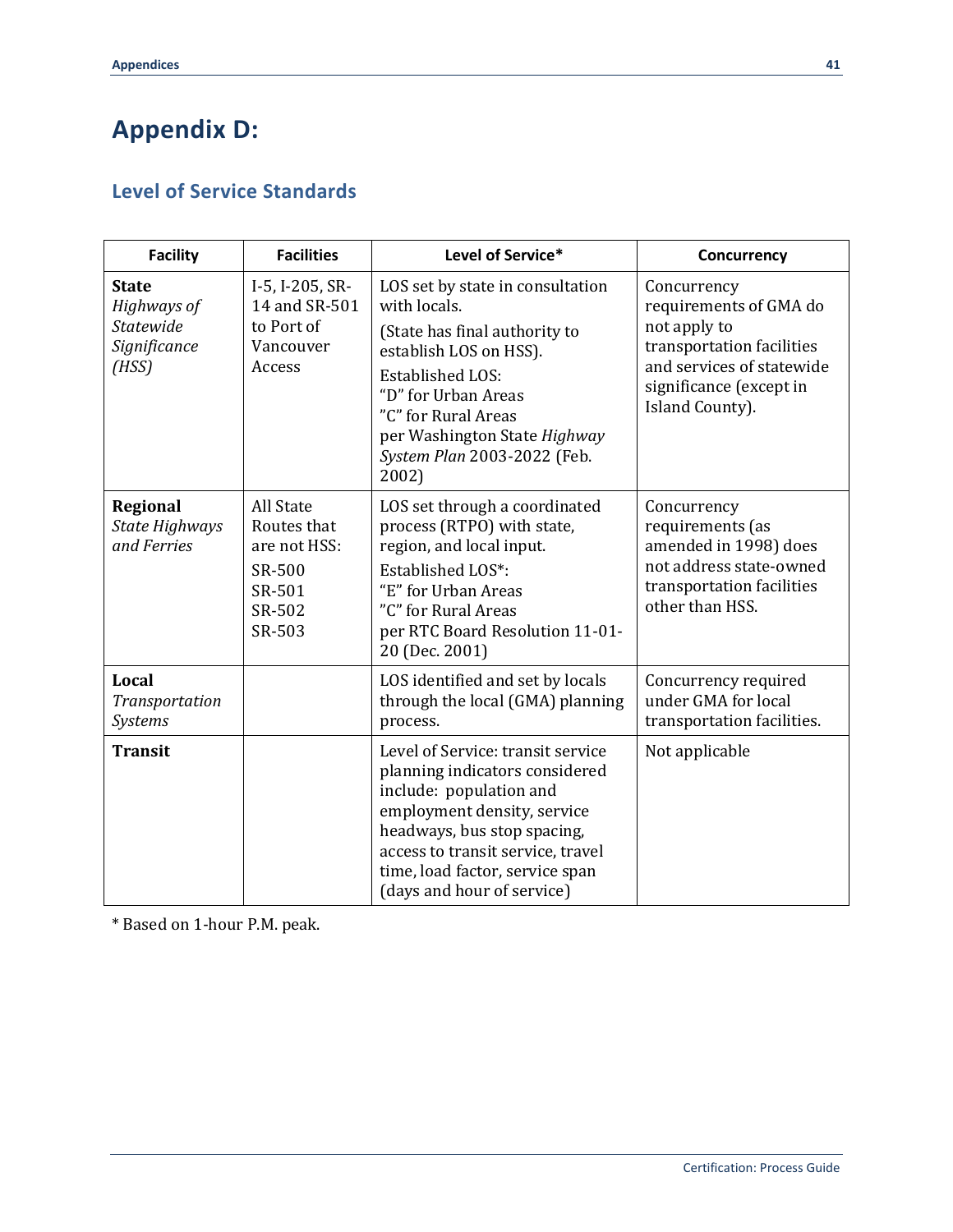# Appendix D:

## Level of Service Standards

| Facility | Facilities | Level of Service* | Concurrency |
|---|---|---|---|
| **State** *Highways of Statewide Significance (HSS)* | I-5, I-205, SR-14 and SR-501 to Port of Vancouver Access | LOS set by state in consultation with locals. (State has final authority to establish LOS on HSS). Established LOS: "D" for Urban Areas "C" for Rural Areas per Washington State *Highway System Plan* 2003-2022 (Feb. 2002) | Concurrency requirements of GMA do not apply to transportation facilities and services of statewide significance (except in Island County). |
| **Regional** *State Highways and Ferries* | All State Routes that are not HSS: SR-500 SR-501 SR-502 SR-503 | LOS set through a coordinated process (RTPO) with state, region, and local input. Established LOS*: "E" for Urban Areas "C" for Rural Areas per RTC Board Resolution 11-01-20 (Dec. 2001) | Concurrency requirements (as amended in 1998) does not address state-owned transportation facilities other than HSS. |
| **Local** *Transportation Systems* | | LOS identified and set by locals through the local (GMA) planning process. | Concurrency required under GMA for local transportation facilities. |
| **Transit** | | Level of Service: transit service planning indicators considered include: population and employment density, service headways, bus stop spacing, access to transit service, travel time, load factor, service span (days and hour of service) | Not applicable |

* Based on 1-hour P.M. peak.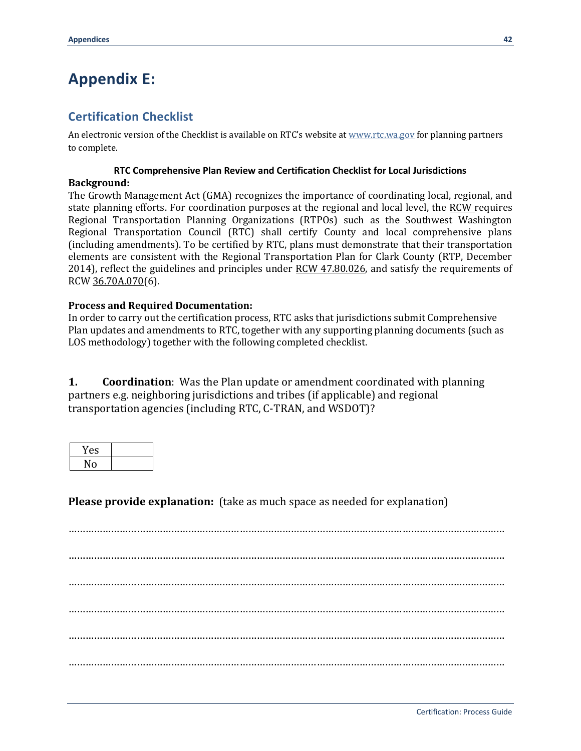# Appendix E:

## Certification Checklist

An electronic version of the Checklist is available on RTC's website at www.rtc.wa.gov for planning partners to complete.

**RTC Comprehensive Plan Review and Certification Checklist for Local Jurisdictions**

**Background:**

The Growth Management Act (GMA) recognizes the importance of coordinating local, regional, and state planning efforts. For coordination purposes at the regional and local level, the RCW requires Regional Transportation Planning Organizations (RTPOs) such as the Southwest Washington Regional Transportation Council (RTC) shall certify County and local comprehensive plans (including amendments). To be certified by RTC, plans must demonstrate that their transportation elements are consistent with the Regional Transportation Plan for Clark County (RTP, December 2014), reflect the guidelines and principles under RCW 47.80.026, and satisfy the requirements of RCW 36.70A.070(6).

**Process and Required Documentation:**

In order to carry out the certification process, RTC asks that jurisdictions submit Comprehensive Plan updates and amendments to RTC, together with any supporting planning documents (such as LOS methodology) together with the following completed checklist.

**1. Coordination**: Was the Plan update or amendment coordinated with planning partners e.g. neighboring jurisdictions and tribes (if applicable) and regional transportation agencies (including RTC, C-TRAN, and WSDOT)?

| | |
|---|---|
| Yes | |
| No | |

**Please provide explanation:** (take as much space as needed for explanation)

……………………………………………………………………………………………………………………………

……………………………………………………………………………………………………………………………

……………………………………………………………………………………………………………………………

……………………………………………………………………………………………………………………………

……………………………………………………………………………………………………………………………

……………………………………………………………………………………………………………………………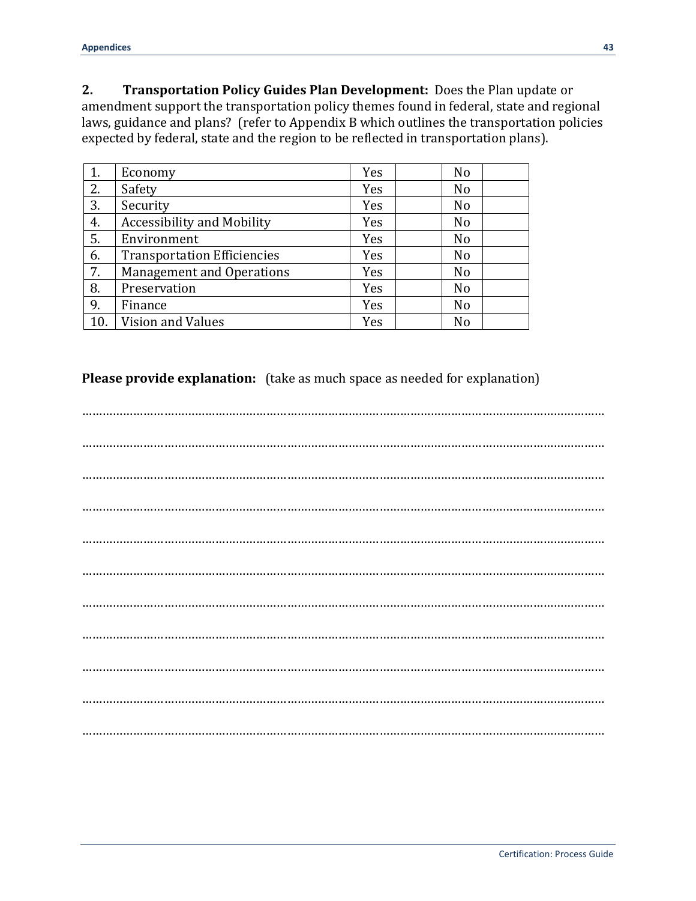**2. Transportation Policy Guides Plan Development:** Does the Plan update or amendment support the transportation policy themes found in federal, state and regional laws, guidance and plans? (refer to Appendix B which outlines the transportation policies expected by federal, state and the region to be reflected in transportation plans).

| | | | | | |
|---|---|---|---|---|---|
| 1. | Economy | Yes | | No | |
| 2. | Safety | Yes | | No | |
| 3. | Security | Yes | | No | |
| 4. | Accessibility and Mobility | Yes | | No | |
| 5. | Environment | Yes | | No | |
| 6. | Transportation Efficiencies | Yes | | No | |
| 7. | Management and Operations | Yes | | No | |
| 8. | Preservation | Yes | | No | |
| 9. | Finance | Yes | | No | |
| 10. | Vision and Values | Yes | | No | |

**Please provide explanation:** (take as much space as needed for explanation)

..........................................................................................................................................

..........................................................................................................................................

..........................................................................................................................................

..........................................................................................................................................

..........................................................................................................................................

..........................................................................................................................................

..........................................................................................................................................

..........................................................................................................................................

..........................................................................................................................................

..........................................................................................................................................

..........................................................................................................................................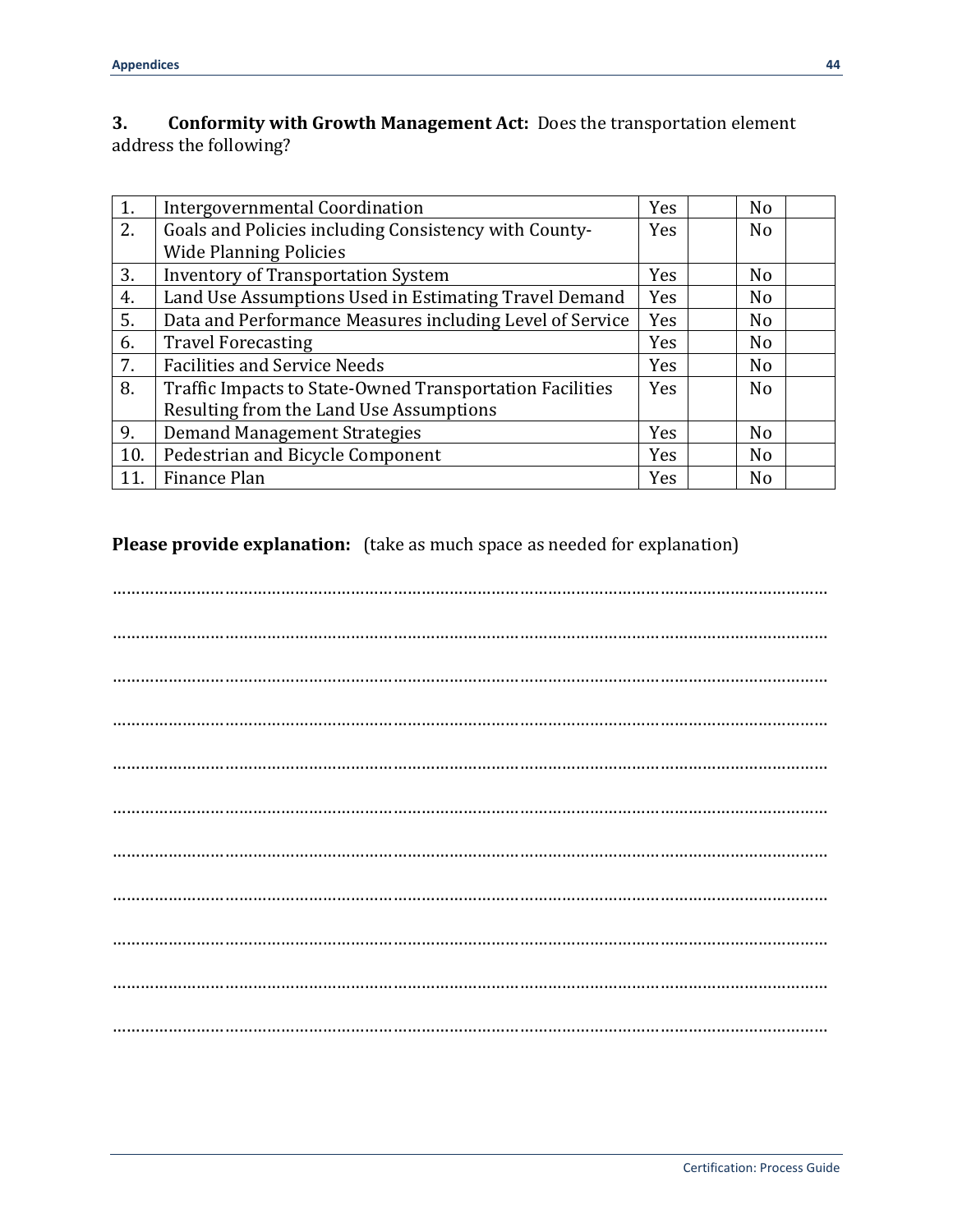**3. Conformity with Growth Management Act:** Does the transportation element address the following?

| | | | | | |
|---|---|---|---|---|---|
| 1. | Intergovernmental Coordination | Yes | | No | |
| 2. | Goals and Policies including Consistency with County-Wide Planning Policies | Yes | | No | |
| 3. | Inventory of Transportation System | Yes | | No | |
| 4. | Land Use Assumptions Used in Estimating Travel Demand | Yes | | No | |
| 5. | Data and Performance Measures including Level of Service | Yes | | No | |
| 6. | Travel Forecasting | Yes | | No | |
| 7. | Facilities and Service Needs | Yes | | No | |
| 8. | Traffic Impacts to State-Owned Transportation Facilities Resulting from the Land Use Assumptions | Yes | | No | |
| 9. | Demand Management Strategies | Yes | | No | |
| 10. | Pedestrian and Bicycle Component | Yes | | No | |
| 11. | Finance Plan | Yes | | No | |

**Please provide explanation:** (take as much space as needed for explanation)

……………………………………………………………………………………………………………………………

……………………………………………………………………………………………………………………………

……………………………………………………………………………………………………………………………

……………………………………………………………………………………………………………………………

……………………………………………………………………………………………………………………………

……………………………………………………………………………………………………………………………

……………………………………………………………………………………………………………………………

……………………………………………………………………………………………………………………………

……………………………………………………………………………………………………………………………

……………………………………………………………………………………………………………………………

……………………………………………………………………………………………………………………………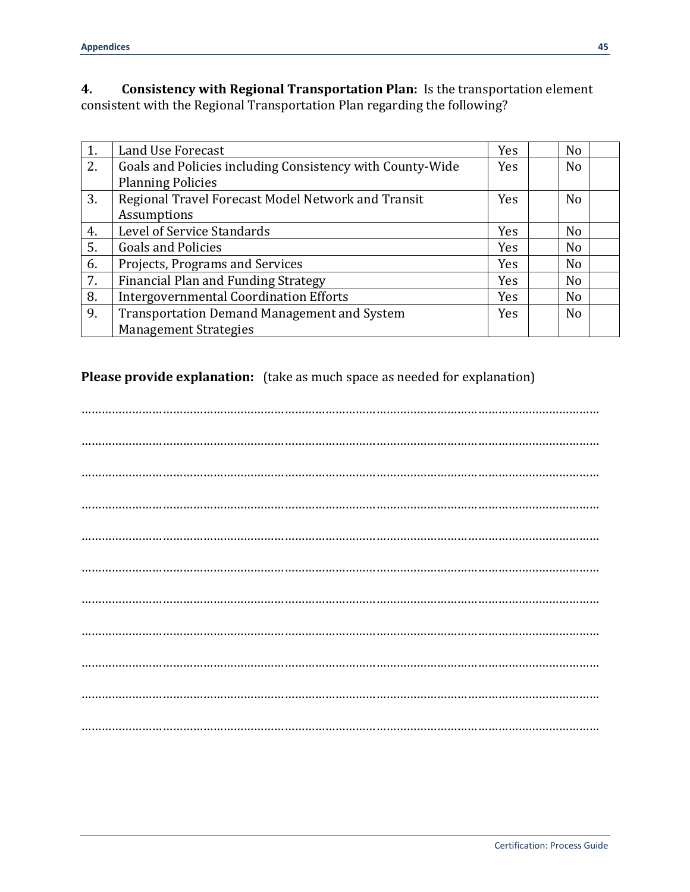**4. Consistency with Regional Transportation Plan:** Is the transportation element consistent with the Regional Transportation Plan regarding the following?

| | | | | | |
|---|---|---|---|---|---|
| 1. | Land Use Forecast | Yes | | No | |
| 2. | Goals and Policies including Consistency with County-Wide Planning Policies | Yes | | No | |
| 3. | Regional Travel Forecast Model Network and Transit Assumptions | Yes | | No | |
| 4. | Level of Service Standards | Yes | | No | |
| 5. | Goals and Policies | Yes | | No | |
| 6. | Projects, Programs and Services | Yes | | No | |
| 7. | Financial Plan and Funding Strategy | Yes | | No | |
| 8. | Intergovernmental Coordination Efforts | Yes | | No | |
| 9. | Transportation Demand Management and System Management Strategies | Yes | | No | |

**Please provide explanation:** (take as much space as needed for explanation)

……………………………………………………………………………………………………………………………

……………………………………………………………………………………………………………………………

……………………………………………………………………………………………………………………………

……………………………………………………………………………………………………………………………

……………………………………………………………………………………………………………………………

……………………………………………………………………………………………………………………………

……………………………………………………………………………………………………………………………

……………………………………………………………………………………………………………………………

……………………………………………………………………………………………………………………………

……………………………………………………………………………………………………………………………

……………………………………………………………………………………………………………………………